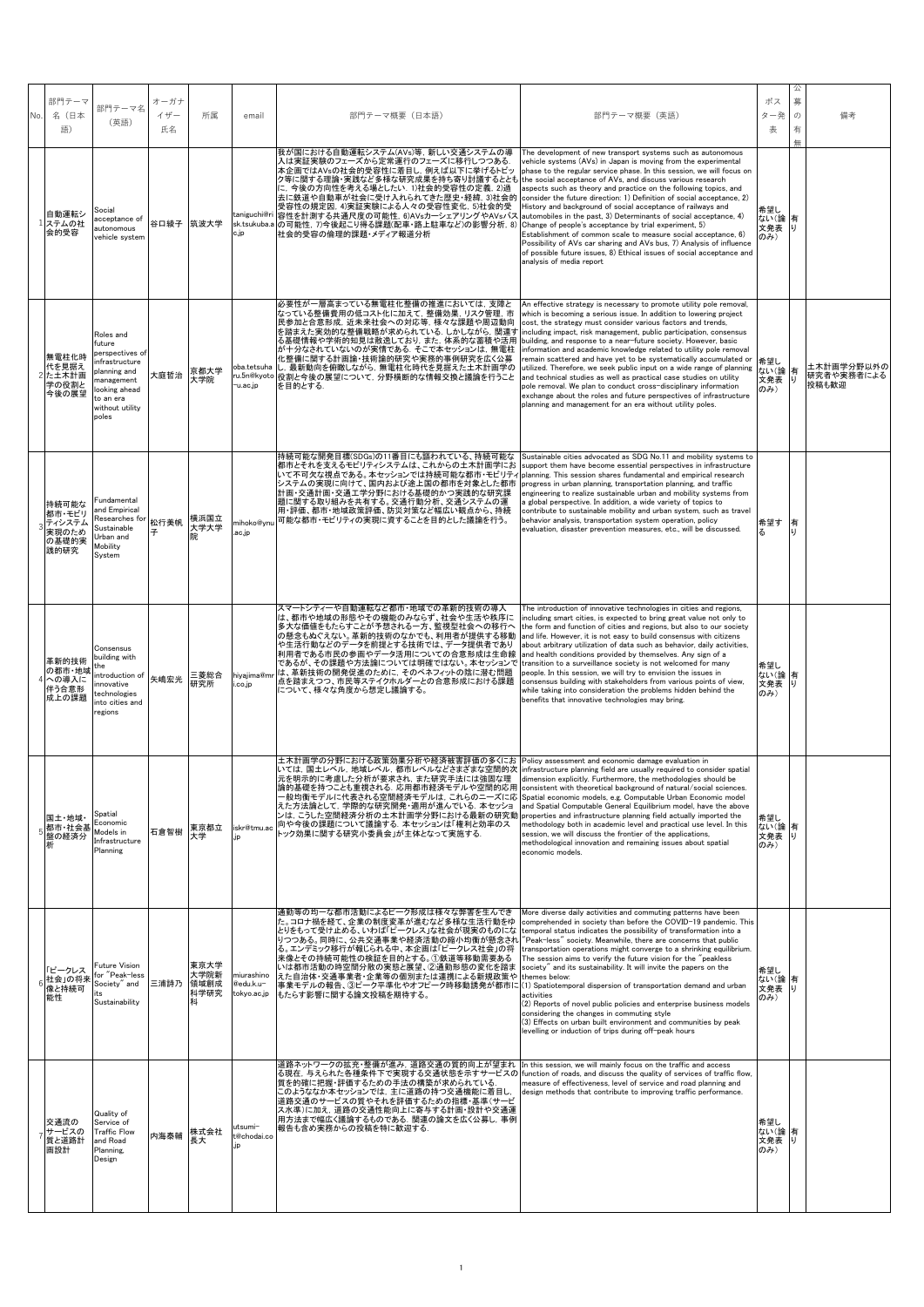| No. | 部門テーマ名（日本語） | 部門テーマ名（英語） | オーガナイザー氏名 | 所属 | email | 部門テーマ概要（日本語） | 部門テーマ概要（英語） | ポスター発表 | 公募の有無 | 備考 |
|---|---|---|---|---|---|---|---|---|---|---|
| 1 | 自動運転システムの社会的受容 | Social acceptance of autonomous vehicle system | 谷口綾子 | 筑波大学 | taniguchi@risk.tsukuba.ac.jp | 我が国における自動運転システム(AVs)等，新しい交通システムの導入は実証実験のフェーズから定常運行のフェーズに移行しつつある．本企画ではAVsの社会的受容性に着目し，例えば以下に挙げるトピックや等に関する理論・実践など多様な研究成果を持ち寄り討議するとともに，今後の方向性を考える場としたい．1)社会的受容性の定義，2)過去に鉄道や自動車が社会に受け入れられてきた歴史・経緯，3)社会的受容性の規定因，4)実証実験による人々の受容性変化，5)社会的受容性を計測する共通尺度の可能性，6)AVsカーシェアリングやAVsバスの可能性，7)今後起こり得る課題(配車・路上駐車など)の影響分析，8)社会的受容の倫理的課題・メディア報道分析 | The development of new transport systems such as autonomous vehicle systems (AVs) in Japan is moving from the experimental phase to the regular service phase. In this session, we will focus on the social acceptance of AVs, and discuss various research aspects such as theory and practice on the following topics, and consider the future direction: 1) Definition of social acceptance, 2) History and background of social acceptance of railways and automobiles in the past, 3) Determinants of social acceptance, 4) Change of people's acceptance by trial experiment, 5) Establishment of common scale to measure social acceptance, 6) Possibility of AVs car sharing and AVs bus, 7) Analysis of influence of possible future issues, 8) Ethical issues of social acceptance and analysis of media report | 希望しない（論文発表のみ） | 有り | |
| 2 | 無電柱化時代を見据えた土木計画学の役割と今後の展望 | Roles and future perspectives of infrastructure planning and management looking ahead to an era without utility poles | 大庭哲治 | 京都大学大学院 | oba.tetsuharu.5n@kyoto-u.ac.jp | 必要性が一層高まっている無電柱化整備の推進においては，支障となっている整備費用の低コスト化に加えて，整備効果，リスク管理，市民参加と合意形成，近未来社会への対応等，様々な課題や周辺動向を踏まえた実効的な整備戦略が求められている．しかしながら，関連する基礎情報や学術的知見は散逸しており，また，体系的な蓄積や活用が十分なされていないのが実情である．そこで本セッションは，無電柱化整備に関する計画論・技術論的研究や実務的事例研究を広く公募し，最新動向を俯瞰しながら，無電柱化時代を見据えた土木計画学の役割と今後の展望について，分野横断的な情報交換と議論を行うことを目的とする． | An effective strategy is necessary to promote utility pole removal, which is becoming a serious issue. In addition to lowering project cost, the strategy must consider various factors and trends, including impact, risk management, public participation, consensus building, and response to a near-future society. However, basic information and academic knowledge related to utility pole removal remain scattered and have yet to be systematically accumulated or utilized. Therefore, we seek public input on a wide range of planning and technical studies as well as practical case studies on utility pole removal. We plan to conduct cross-disciplinary information exchange about the roles and future perspectives of infrastructure planning and management for an era without utility poles. | 希望しない（論文発表のみ） | 有り | 土木計画学分野以外の研究者や実務者による投稿も歓迎 |
| 3 | 持続可能な都市・モビリティシステム実現のための基礎的実践的研究 | Fundamental and Empirical Researches for Sustainable Urban and Mobility System | 松行美帆子 | 横浜国立大学大学院 | mihoko@ynu.ac.jp | 持続可能な開発目標(SDGs)の11番目にも謳われている，持続可能な都市とそれを支えるモビリティシステムは，これからの土木計画学において不可欠な視点である．本セッションでは持続可能な都市・モビリティシステムの実現に向けて，国内および途上国の都市を対象とした都市計画・交通計画・交通工学分野における基礎的かつ実践的な研究課題に関する取り組みを共有する．交通行動分析，交通システムの運用・評価，都市・地域政策評価，防災対策など幅広い観点から，持続可能な都市・モビリティの実現に資することを目的とした議論を行う． | Sustainable cities advocated as SDG No.11 and mobility systems to support them have become essential perspectives in infrastructure planning. This session shares fundamental and empirical research progress in urban planning, transportation planning, and traffic engineering to realize sustainable urban and mobility systems from a global perspective. In addition, a wide variety of topics to contribute to sustainable mobility and urban system, such as travel behavior analysis, transportation system operation, policy evaluation, disaster prevention measures, etc., will be discussed. | 希望する | 有り | |
| 4 | 革新的技術の都市・地域への導入に伴う合意形成上の課題 | Consensus building with the introduction of innovative technologies into cities and regions | 矢嶋宏光 | 三菱総合研究所 | hiyajima@mri.co.jp | スマートシティーや自動運転など都市・地域での革新的技術の導入は，都市や地域の形態やその機能のみならず，社会や生活や秩序にも多大な価値をもたらすことが予想される一方，監視型社会への移行への懸念もぬぐえない．革新的技術のなかでも，利用者が提供する移動や生活行動などのデータを前提とする技術では，データ提供者であり利用者である市民の参画やデータ活用についての合意形成は生命線であるが，その課題や方法論については明確ではない．本セッションでは，革新技術の開発促進のために，そのベネフィットの陰に潜む問題点を踏まえつつ，市民等ステイクホルダーとの合意形成における課題について，様々な角度から想定し議論する． | The introduction of innovative technologies in cities and regions, including smart cities, is expected to bring great value not only to the form and function of cities and regions, but also to our society and life. However, it is not easy to build consensus with citizens about arbitrary utilization of data such as behavior, daily activities, and health conditions provided by themselves. Any sign of a transition to a surveillance society is not welcomed for many people. In this session, we will try to envision the issues in consensus building with stakeholders from various points of view, while taking into consideration the problems hidden behind the benefits that innovative technologies may bring. | 希望しない（論文発表のみ） | 有り | |
| 5 | 国土・地域・都市・社会基盤の経済分析 | Spatial Economic Models in Infrastructure Planning | 石倉智樹 | 東京都立大学 | iskr@tmu.ac.jp | 土木計画学の分野における政策効果分析や経済被害評価の多くにおいては，国土レベル，地域レベル，都市レベルなどさまざまな空間的次元を明示的に考慮した分析が要求され，また研究手法には強固な理論的基礎を持つことも重視される．応用都市経済モデルや空間的応用一般均衡モデルに代表される空間経済モデルは，これらのニーズに応えた方法論として，学際的な研究開発・適用が進んでいる．本セッションは，こうした空間経済分析の土木計画学分野における最新の研究動向や今後の課題について議論する．本セッションは「権利と効率のストック効果に関する研究小委員会」が主体となって実施する． | Policy assessment and economic damage evaluation in infrastructure planning field are usually required to consider spatial dimension explicitly. Furthermore, the methodologies should be consistent with theoretical background of natural/social sciences. Spatial economic models, e.g. Computable Urban Economic model and Spatial Computable General Equilibrium model, have the above properties and infrastructure planning field actually imported the methodology both in academic level and practical use level. In this session, we will discuss the frontier of the applications, methodological innovation and remaining issues about spatial economic models. | 希望しない（論文発表のみ） | 有り | |
| 6 | 「ピークレス社会」の将来像と持続可能性 | Future Vision for "Peak-less Society" and its Sustainability | 三浦詩乃 | 東京大学大学院新領域創成科学研究科 | miurashino@edu.k.u-tokyo.ac.jp | 通勤等の均一な都市活動によるピーク形成は様々な弊害を生んできた．コロナ禍を経て，企業の制度変革が進むなど多様な生活行動をゆとりをもって受け止める，いわば「ピークレス」な社会が現実のものになりつつある．同時に，公共交通事業や経済活動の縮小均衡が懸念される．エンデミック移行が報じられる中，本企画は「ピークレス社会」の将来像とその持続可能性の検証を目的とする．①鉄道等移動需要あるいは都市活動の時空間分散の実態と展望，②通勤形態の変化を踏まえた自治体・交通事業者・企業等の個別または連携による新規政策や事業モデルの報告，③ピーク平準化やオフピーク時移動誘発が都市にもたらす影響に関する論文投稿を期待する． | More diverse daily activities and commuting patterns have been comprehended in society than before the COVID-19 pandemic. This temporal status indicates the possibility of transformation into a "Peak-less" society. Meanwhile, there are concerns that public transportation operations might converge to a shrinking equilibrium. The session aims to verify the future vision for the "peakless society" and its sustainability. It will invite the papers on the themes below:<br>(1) Spatiotemporal dispersion of transportation demand and urban activities<br>(2) Reports of novel public policies and enterprise business models considering the changes in commuting style<br>(3) Effects on urban built environment and communities by peak levelling or induction of trips during off-peak hours | 希望しない（論文発表のみ） | 有り | |
| 7 | 交通流のサービスの質と道路計画設計 | Quality of Service of Traffic Flow and Road Planning, Design | 内海泰輔 | 株式会社長大 | utsumi-t@chodai.co.jp | 道路ネットワークの拡充・整備が進み，道路交通の質的向上が望まれる現在，与えられた各種条件下で実現する交通状態を示すサービスの質を的確に把握・評価するための手法の構築が求められている．このようななか本セッションでは，主に道路の持つ交通機能に着目し，道路交通のサービスの質やそれを評価するための指標・基準(サービス水準)に加え，道路の交通性能向上に寄与する計画・設計や交通運用方法まで幅広く議論するものである．関連の論文を広く公募し，事例報告も含め実務からの投稿を特に歓迎する． | In this session, we will mainly focus on the traffic and access function of roads, and discuss the quality of services of traffic flow, measure of effectiveness, level of service and road planning and design methods that contribute to improving traffic performance. | 希望しない（論文発表のみ） | 有り | |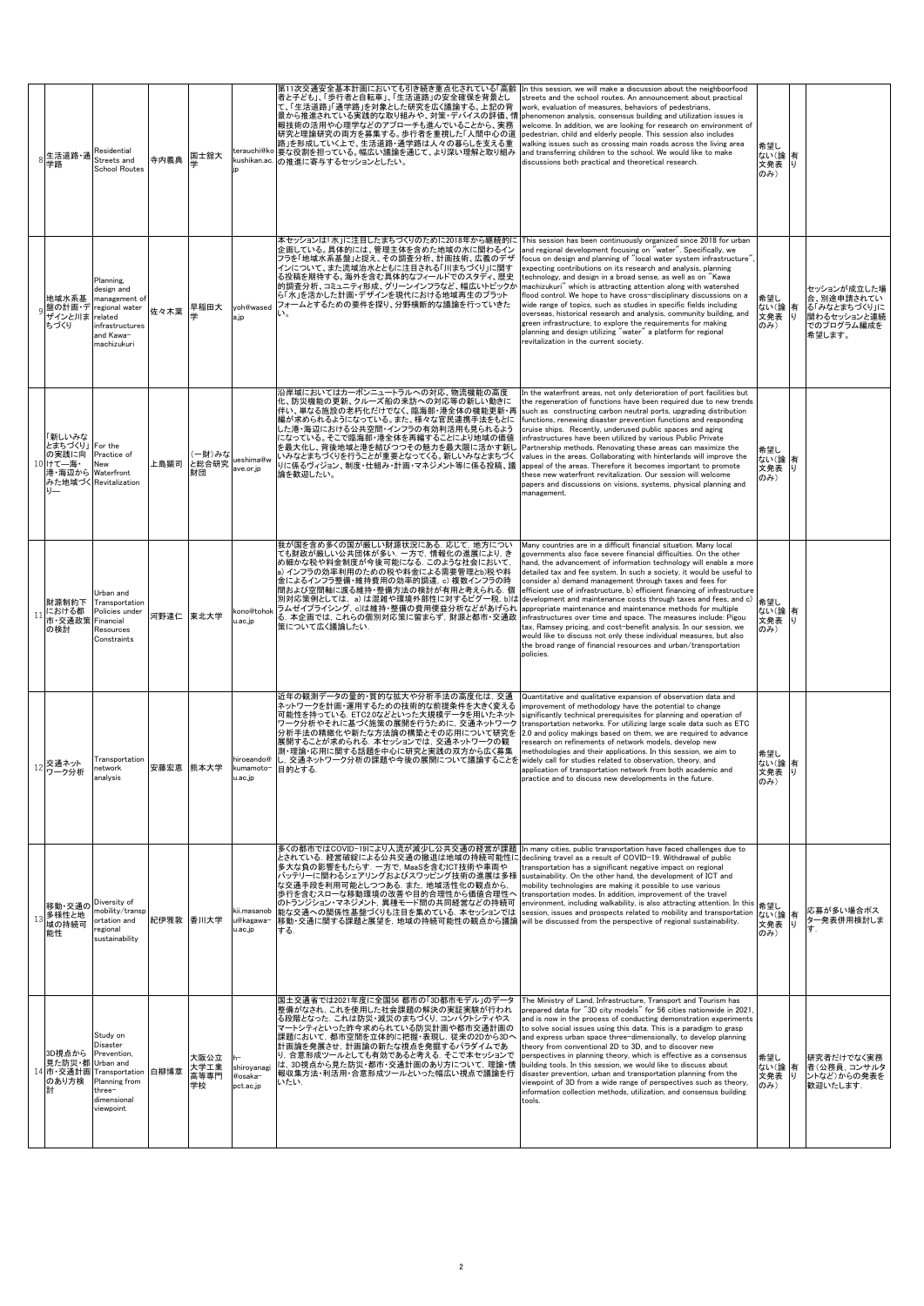| | | | | | | | | | | |
|---|---|---|---|---|---|---|---|---|---|---|
| 8 | 生活道路・通学路 | Residential Streets and School Routes | 寺内義典 | 国士舘大学 | terauchi@kokushikan.ac.jp | 第11次交通安全基本計画においても引き続き重点化されている「高齢者と子ども」、「歩行者と自転車」、「生活道路」の安全確保を背景として、「生活道路」「通学路」を対象とした研究を広く議論する。上記の背景から推進されている実践的な取り組みや、対策・デバイスの評価、情報技術の活用や心理学などのアプローチも進んでいることから、実務研究と理論研究の両方を募集する。歩行者を重視した「人間中心の道路」を形成していく上で、生活道路・通学路は人々の暮らしを支える重要な役割を担っている。幅広い議論を通じて、より深い理解と取り組みの推進に寄与するセッションとしたい。 | In this session, we will make a discussion about the neighbourfood streets and the school routes. An announcement about practical work, evaluation of measures, behaviors of pedestrians, phenomenon analysis, consensus building and utilization issues is welcome. In addition, we are looking for research on environment of pedestrian, child and elderly people. This session also includes walking issues such as crossing main roads across the living area and transferring children to the school. We would like to make discussions both practical and theoretical research. | 希望しない（論文発表のみ） | 有り | |
| 9 | 地域水系基盤の計画・デザインと川まちづくり | Planning, design and management of regional water related infrastructures and Kawa-machizukuri | 佐々木葉 | 早稲田大学 | yoh@waseda.jp | 本セッションは「水」に注目したまちづくりのために2018年から継続的に企画している。具体的には、管理主体を含めた地域の水に関わるインフラを「地域水系基盤」と捉え、その調査分析、計画技術、広義のデザインについて、また流域治水とともに注目される「川まちづくり」に関する投稿を期待する。海外を含む具体的なフィールドでのスタディ、歴史的調査分析、コミュニティ形成、グリーンインフラなど、幅広いトピックから「水」を活かした計画・デザインを現代における地域再生のプラットフォームとするための要件を探り、分野横断的な議論を行っていきたい。 | This session has been continuously organized since 2018 for urban and regional development focusing on "water". Specifically, we focus on design and planning of "local water system infrastructure", expecting contributions on its research and analysis, planning technology, and design in a broad sense, as well as on "Kawa machizukuri" which is attracting attention along with watershed flood control. We hope to have cross-disciplinary discussions on a wide range of topics, such as studies in specific fields including overseas, historical research and analysis, community building, and green infrastructure, to explore the requirements for making planning and design utilizing "water" a platform for regional revitalization in the current society. | 希望しない（論文発表のみ） | 有り | セッションが成立した場合、別途申請されている「みなとまちづくり」に関わるセッションと連続でのプログラム編成を希望します。 |
| 10 | 「新しいみなとまちづくり」の実践に向けて—海・港・海辺から見た地域づくり— | For the Practice of New Waterfront Revitalization | 上島顕司 | （一財）みなと総合研究財団 | ueshima@wave.or.jp | 沿岸域においてはカーボンニュートラルへの対応、物流機能の高度化、防災機能の更新、クルーズ船の来訪への対応等の新しい動きに伴い、単なる施設の老朽化だけでなく、臨海部・港湾全体の機能更新・再編が求められるようになっている。また、様々な官民連携手法をもとにした港・海辺における公共空間・インフラの有効利活用も見られるようになっている。そこで臨海部・港湾全体を再編することにより地域の価値を最大化し、背後地域と港を結びつつその魅力を最大限に活かす新しいみなとまちづくりを行うことが重要となってくる。新しいみなとまちづくりに係るヴィジョン、制度・仕組み・計画・マネジメント等に係る投稿、議論を歓迎したい。 | In the waterfront areas, not only deterioration of port facilities but the regeneration of functions have been required due to new trends such as constructing carbon neutral ports, upgrading distribution functions, renewing disaster prevention functions and responding cruise ships. Recently, underused public spaces and aging infrastructures have been utilized by various Public Private Partnership methods. Renovating these areas can maximize the values in the areas. Collaborating with hinterlands will improve the appeal of the areas. Therefore it becomes important to promote these new waterfront revitalization. Our session will welcome papers and discussions on visions, systems, physical planning and management. | 希望しない（論文発表のみ） | 有り | |
| 11 | 財源制約下における都市・交通政策の検討 | Urban and Transportation Policies under Financial Resources Constraints | 河野達仁 | 東北大学 | kono@tohoku.ac.jp | 我が国を含め多くの国が厳しい財源状況にある．応じて，地方についても財政が厳しい公共団体が多い．一方で，情報化の進展により，きめ細かな税や料金制度が今後可能になる．このような社会において，a) インフラの効率利用のための税や料金による需要管理とb)税や料金によるインフラ整備・維持費用の効率的調達，c) 複数インフラの時間および空間軸に渡る維持・整備方法の検討が有用と考えられる．個別対応策例としては，a) は混雑や環境外部性に対するピグー税，b)はラムゼイプライシング，c)は維持・整備の費用便益分析などがあげられる．本企画では，これらの個別対応策に留まらず，財源と都市・交通政策について広く議論したい． | Many countries are in a difficult financial situation. Many local governments also face severe financial difficulties. On the other hand, the advancement of information technology will enable a more detailed tax and fee system. In such a society, it would be useful to consider a) demand management through taxes and fees for efficient use of infrastructure, b) efficient financing of infrastructure development and maintenance costs through taxes and fees, and c) appropriate maintenance and maintenance methods for multiple infrastructures over time and space. The measures include: Pigou tax, Ramsey pricing, and cost-benefit analysis. In our session, we would like to discuss not only these individual measures, but also the broad range of financial resources and urban/transportation policies. | 希望しない（論文発表のみ） | 有り | |
| 12 | 交通ネットワーク分析 | Transportation network analysis | 安藤宏恵 | 熊本大学 | hiroeando@kumamoto-u.ac.jp | 近年の観測データの量的・質的な拡大や分析手法の高度化は，交通ネットワークを計画・運用するための技術的な前提条件を大きく変える可能性を持っている．ETC2.0などといった大規模データを用いたネットワーク分析やそれに基づく施策の展開を行うために，交通ネットワーク分析手法の精緻化や新たな分析手法の構築とその応用について研究を展開することが求められる．本セッションでは，交通ネットワークの観測・理論・応用に関する話題を中心に研究と実践の双方から広く募集し，交通ネットワーク分析の課題や今後の展開について議論することを目的とする． | Quantitative and qualitative expansion of observation data and improvement of methodology have the potential to change significantly technical prerequisites for planning and operation of transportation networks. For utilizing large scale data such as ETC 2.0 and policy makings based on them, we are required to advance research on refinements of network models, develop new methodologies and their applications. In this session, we aim to widely call for studies related to observation, theory, and application of transportation network from both academic and practice and to discuss new developments in the future. | 希望しない（論文発表のみ） | 有り | |
| 13 | 移動・交通の多様性と地域の持続可能性 | Diversity of mobility/transportation and regional sustainability | 紀伊雅敦 | 香川大学 | kii.masanobu@kagawa-u.ac.jp | 多くの都市ではCOVID-19により人流が減少し公共交通の経営が課題とされている．経営破綻による公共交通の撤退は地域の持続可能性に多大な負の影響をもたらす．一方で，MaaSを含むICT技術や車両やバッテリーに関わるシェアリングおよびスワッピング技術の進展は多様な交通手段を利用可能としつつある．また，地域活性化の観点から，歩行を含むスロー な移動環境の改善や目的合理性から価値合理性へのトランジション・マネジメント，異種モード間の共同経営などの持続可能な交通への関係性基盤づくりも注目を集めている．本セッションでは，移動・交通に関する課題と展望を，地域の持続可能性の観点から議論する． | In many cities, public transportation have faced challenges due to declining travel as a result of COVID-19. Withdrawal of public transportation has a significant negative impact on regional sustainability. On the other hand, the development of ICT and mobility technologies are making it possible to use various transportation modes. In addition, improvement of the travel environment, including walkability, is also attracting attention. In this session, issues and prospects related to mobility and transportation will be discussed from the perspective of regional sustainability. | 希望しない（論文発表のみ） | 有り | 応募が多い場合ポスター発表併用検討します。 |
| 14 | 3D視点から見た防災・都市・交通計画のあり方検討 | Study on Disaster Prevention, Urban and Transportation Planning from three-dimensional viewpoint | 白柳博章 | 大阪公立大学工業高等専門学校 | h-shiroyanagi@osaka-pct.ac.jp | 国土交通省では2021年度に全国56 都市の「3D都市モデル」のデータ整備がなされ，これを使用した社会課題の解決の実証実験が行われる段階となった．これは防災・減災のまちづくり，コンパクトシティやスマートシティといった昨今求められている防災計画や都市交通計画の課題において，都市空間を立体的に把握・表現し，従来の2Dから3Dへ計画論を展開させ，計画論の新たな視点を発掘するパラダイムであり，合意形成ツールとしても有効であると考える．そこで本セッションでは，3D視点から見た防災・都市・交通計画のあり方について，理論・情報収集方法・利活用・合意形成ツールといった幅広い視点で議論を行いたい． | The Ministry of Land, Infrastructure, Transport and Tourism has prepared data for "3D city models" for 56 cities nationwide in 2021, and is now in the process of conducting demonstration experiments to solve social issues using this data. This is a paradigm to grasp and express urban space three-dimensionally, to develop planning theory from conventional 2D to 3D, and to discover new perspectives in planning theory, which is effective as a consensus building tools. In this session, we would like to discuss about disaster prevention, urban and transportation planning from the viewpoint of 3D from a wide range of perspectives such as theory, information collection methods, utilization, and consensus building tools. | 希望しない（論文発表のみ） | 有り | 研究者だけでなく実務者（公務員，コンサルタントなど）からの発表を歓迎いたします． |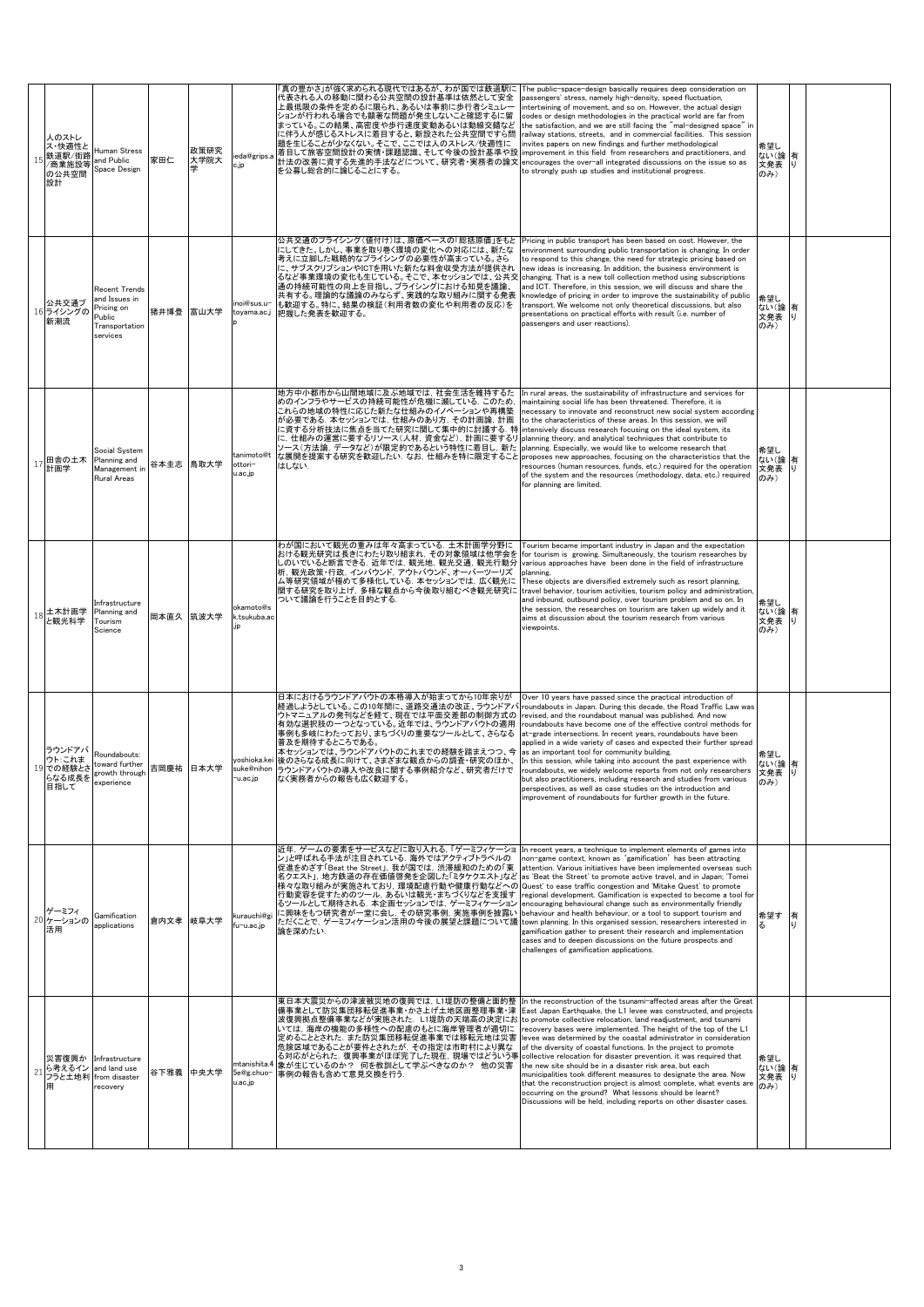| 15 | 人のストレス・快適性と鉄道駅/街路/商業施設等の公共空間設計 | Human Stress and Public Space Design | 家田仁 | 政策研究大学院大学 | ieda@grips.ac.jp | 「真の豊かさ」が強く求められる現代ではあるが、わが国では鉄道駅に代表される人の移動に関わる公共空間の設計基準は依然として安全上最低限の条件を定めるに限られ、あるいは事前に歩行者シミュレーションが行われる場合でも顕著な問題が発生しないことを確認するに留まっている。その結果、高密度や歩行速度変動あるいは動線交錯などに伴う人が感じるストレスに着目すると、新設された公共空間ですら問題を生じることが少なくない。そこで、ここでは人のストレス/快適性に着目して旅客空間設計の実情・課題認識、そして今後の設計基準や設計法の改善に資する先進的手法などについて、研究者・実務者の論文を公募し総合的に論じることにする。 | The public-space-design basically requires deep consideration on passengers' stress, namely high-density, speed fluctuation, intertwining of movement, and so on. However, the actual design codes or design methodologies in the practical world are far from the satisfaction, and we are still facing the "mal-designed space" in railway stations, streets, and in commercial facilities. This session invites papers on new findings and further methodological improvement in this field from researchers and practitioners, and encourages the over-all integrated discussions on the issue so as to strongly push up studies and institutional progress. | 希望しない(論文発表のみ) | 有り |
|---|---|---|---|---|---|---|---|---|---|
| 16 | 公共交通プライシングの新潮流 | Recent Trends and Issues in Pricing on Public Transportation services | 猪井博登 | 富山大学 | inoi@sus.u-toyama.ac.jp | 公共交通のプライシング(値付け)は、原価ベースの「総括原価」をもとにしてきた。しかし、事業を取り巻く環境の変化への対応には、新たな考えに立脚した戦略的なプライシングの必要性が高まっている。さらに、サブスクリプションやICTを活用した新たな料金収受方法が提供されるなど事業環境の変化も生じている。そこで、本セッションでは、公共交通の持続可能性の向上を目指し、プライシングにおける知見を議論、共有する。理論的な議論のみならず、実践的な取り組みに関する発表も歓迎する。特に、結果の検証(利用者数の変化や利用者の反応)を把握した発表を歓迎する。 | Pricing in public transport has been based on cost. However, the environment surrounding public transportation is changing. In order to respond to this change, the need for strategic pricing based on new ideas is increasing. In addition, the business environment is changing. That is a new toll collection method using subscriptions and ICT. Therefore, in this session, we will discuss and share the knowledge of pricing in order to improve the sustainability of public transport. We welcome not only theoretical discussions, but also presentations on practical efforts with result (i.e. number of passengers and user reactions). | 希望しない(論文発表のみ) | 有り |
| 17 | 田舎の土木計画学 | Social System Planning and Management in Rural Areas | 谷本圭志 | 鳥取大学 | tanimoto@tottori-u.ac.jp | 地方中小都市から山間地域に及ぶ地域では、社会生活を維持するためのインフラやサービスの持続可能性が危機に瀕している。このため、これらの地域の特性に応じた新たな仕組みのイノベーションや再構築が必要である。本セッションでは、仕組みのあり方、その計画論、計画に資する分析技法に焦点を当てた研究に関して集中的に討議する。特に、仕組みの運営に要するリソース(人材、資金など)、計画に要するリソース(方法論、データなど)が限定的であるという特性に着目し、新たな展開を提案する研究を歓迎したい。なお、仕組みを特に限定することはしない。 | In rural areas, the sustainability of infrastructure and services for maintaining social life has been threatened. Therefore, it is necessary to innovate and reconstruct new social system according to the characteristics of these areas. In this session, we will intensively discuss research focusing on the ideal system, its planning theory, and analytical techniques that contribute to planning. Especially, we would like to welcome research that proposes new approaches, focusing on the characteristics that the resources (human resources, funds, etc.) required for the operation of the system and the resources (methodology, data, etc.) required for planning are limited. | 希望しない(論文発表のみ) | 有り |
| 18 | 土木計画学と観光科学 | Infrastructure Planning and Tourism Science | 岡本直久 | 筑波大学 | okamoto@sk.tsukuba.ac.jp | わが国において観光の重みは年々高まっている。土木計画学分野における観光研究は長きにわたり取り組まれ、その対象領域は他学会を凌いでいると断言できる。近年では、観光地、観光交通、観光行動分析、観光政策・行政、インバウンド、アウトバウンド、オーバーツーリズム等研究領域が極めて多様化している。本セッションでは、広く観光に関する研究を取り上げ、多様な観点から今後取り組むべき観光研究について議論を行うことを目的とする。 | Tourism became important industry in Japan and the expectation for tourism is growing. Simultaneously, the tourism researches by various approaches have been done in the field of infrastructure planning. These objects are diversified extremely such as resort planning, travel behavior, tourism activities, tourism policy and administration, and inbound, outbound policy, over tourism problem and so on. In the session, the researches on tourism are taken up widely and it aims at discussion about the tourism research from various viewpoints. | 希望しない(論文発表のみ) | 有り |
| 19 | ラウンドアバウト:これまでの経験をさらなる成長を目指して | Roundabouts: toward further growth through experience | 吉岡慶祐 | 日本大学 | yoshioka.keisuke@nihon-u.ac.jp | 日本におけるラウンドアバウトの本格導入が始まってから10年余りが経過しようとしている。この10年間に、道路交通法の改正、ラウンドアバウトマニュアルの発刊などを経て、現在では平面交差部の制御方式の有効な選択肢の一つとなっている。近年では、ラウンドアバウトの適用事例も多岐にわたっており、まちづくりの重要なツールとして、さらなる普及を期待するところである。<br>本セッションでは、ラウンドアバウトのこれまでの経験を踏まえつつ、今後のさらなる成長に向けて、さまざまな観点からの調査・研究のほか、ラウンドアバウトの導入や改良に関する事例紹介など、研究者だけでなく実務者からの報告も広く歓迎する。 | Over 10 years have passed since the practical introduction of roundabouts in Japan. During this decade, the Road Traffic Law was revised, and the roundabout manual was published. And now roundabouts have become one of the effective control methods for at-grade intersections. In recent years, roundabouts have been applied in a wide variety of cases and expected their further spread as an important tool for community building.<br>In this session, while taking into account the past experience with roundabouts, we widely welcome reports from not only researchers but also practitioners, including research and studies from various perspectives, as well as case studies on the introduction and improvement of roundabouts for further growth in the future. | 希望しない(論文発表のみ) | 有り |
| 20 | ゲーミフィケーションの活用 | Gamification applications | 倉内文孝 | 岐阜大学 | kurauchi@gifu-u.ac.jp | 近年、ゲームの要素をサービスなどに取り入れる、「ゲーミフィケーション」と呼ばれる手法が注目されている。海外ではアクティブトラベルの促進をめざす「Beat the Street」、我が国では、渋滞緩和のための「東名クエスト」、地方鉄道の存在価値啓発を企図した「ミタケクエスト」など様々な取り組みが実施されており、環境配慮行動などへの行動変容を促すためのツール、あるいは観光・まちづくりなどを支援するツールとして期待される。本企画セッションでは、ゲーミフィケーションに興味をもつ研究者が一堂に会し、その研究事例、実施事例を披露いただくことで、ゲーミフィケーション活用の今後の展望と課題について議論を深めたい。 | In recent years, a technique to implement elements of games into non-game context, known as 'gamification' has been attracting attention. Various initiatives have been implemented overseas such as 'Beat the Street' to promote active travel, and in Japan; 'Tomei Quest' to ease traffic congestion and 'Mitake Quest' to promote regional development. Gamification is expected to become a tool for encouraging behavioural change such as environmentally friendly behaviour and health behaviour, or a tool to support tourism and town planning. In this organised session, researchers interested in gamification gather to present their research and implementation cases and to deepen discussions on the future prospects and challenges of gamification applications. | 希望する | 有り |
| 21 | 災害復興から考えるインフラと土地利用 | Infrastructure and land use from disaster recovery | 谷下雅義 | 中央大学 | mtanishita45e@g.chuo-u.ac.jp | 東日本大震災からの津波被災地の復興では、L1堤防の整備と面的整備事業として防災集団移転促進事業・かさ上げ土地区画整理事業・津波復興拠点整備事業などが実施された。L1堤防の天端高の決定においては、海岸の機能の多様性への配慮のもとに海岸管理者が適切に定めることとされた。また防災集団移転促進事業では移転元地は災害危険区域であることが要件とされたが、その指定は市町村により異なる対応がとられた。復興事業がほぼ完了した現在、現場ではどういう事象が生じているのか? 何を教訓として学ぶべきなのか? 他の災害事例の報告も含めて意見交換を行う。 | In the reconstruction of the tsunami-affected areas after the Great East Japan Earthquake, the L1 levee was constructed, and projects to promote collective relocation, land readjustment, and tsunami recovery bases were implemented. The height of the top of the L1 levee was determined by the coastal administrator in consideration of the diversity of coastal functions. In the project to promote collective relocation for disaster prevention, it was required that the new site should be in a disaster risk area, but each municipalities took different measures to designate the area. Now that the reconstruction project is almost complete, what events are occurring on the ground? What lessons should be learnt? Discussions will be held, including reports on other disaster cases. | 希望しない(論文発表のみ) | 有り |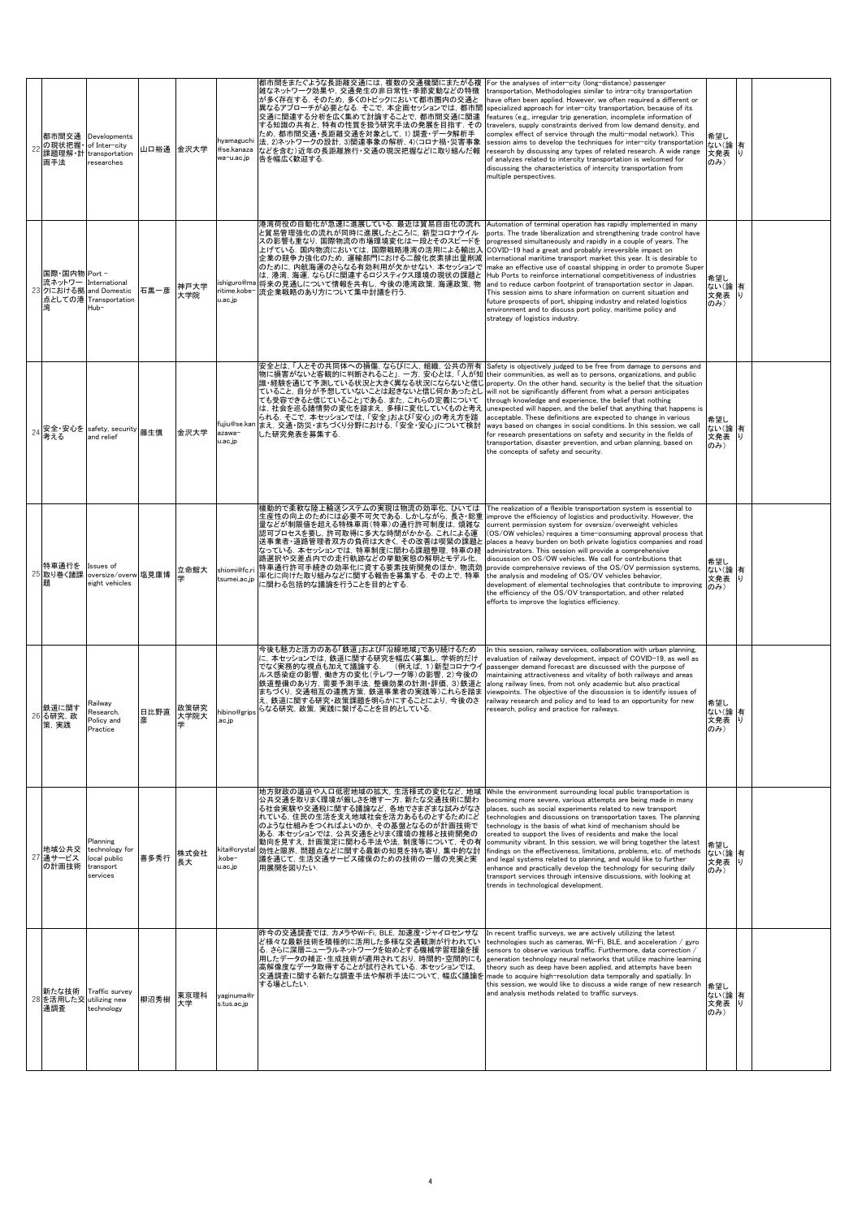| 22 | 都市間交通の現状把握・課題理解・計画手法 | Developments of Inter-city transportation researches | 山口裕通 | 金沢大学 | hyamaguchi@se.kanazawa-u.ac.jp | 都市間をまたぐような長距離交通には，複数の交通機関にまたがる複雑なネットワーク効果や，交通発生の非日常性・季節変動などの特徴が多く存在する．そのため，多くのトピックにおいて都市圏内の交通と異なるアプローチが必要となる．そこで，本企画セッションでは，都市間交通に関連する分析を広く集めて討論することで，都市間交通に関連する知見の共有と，特有の性質を扱う研究手法の発展を目指す．そのため，都市間交通・長距離交通を対象として，1）調査・データ解析手法，2）ネットワークの設計，3）関連事象の解析，4）（コロナ禍・災害事象などを含む）近年の長距離旅行・交通の現況把握などに取り組んだ報告を幅広く歓迎する． | For the analyses of inter-city (long-distance) passenger transportation, Methodologies similar to intra-city transportation have often been applied. However, we often required a different or specialized approach for inter-city transportation, because of its features (e.g., irregular trip generation, incomplete information of travelers, supply constraints derived from low demand density, and complex effect of service through the multi-modal network). This session aims to develop the techniques for inter-city transportation research by discussing any types of related research. A wide range of analyzes related to intercity transportation is welcomed for discussing the characteristics of intercity transportation from multiple perspectives. | 希望しない（論文発表のみ） | 有り | |
|---|---|---|---|---|---|---|---|---|---|---|
| 23 | 国際・国内物流ネットワークにおける拠点としての港湾 | Port - International and Domestic Transportation Hub- | 石黒一彦 | 神戸大学大学院 | ishiguro@maritime.kobe-u.ac.jp | 港湾荷役の自動化が急速に進展している．最近は貿易自由化の流れと貿易管理強化の流れが同時に進展したところに，新型コロナウイルスの影響も重なり，国際物流の市場環境変化は一段とそのスピードを上げている．国内物流においては，国際戦略港湾の活用による輸出入企業の競争力強化のため，運輸部門における二酸化炭素排出量削減のために，内航海運のさらなる有効利用が欠かせない．本セッションでは，港湾，海運，ならびに関連するロジスティクス環境の現状の課題と将来の見通しについて情報を共有し，今後の港湾政策，海運政策，物流企業戦略のあり方について集中討議を行う． | Automation of terminal operation has rapidly implemented in many ports. The trade liberalization and strengthening trade control have progressed simultaneously and rapidly in a couple of years. The COVID-19 had a great and probably irreversible impact on international maritime transport market this year. It is desirable to make an effective use of coastal shipping in order to promote Super Hub Ports to reinforce international competitiveness of industries and to reduce carbon footprint of transportation sector in Japan. This session aims to share information on current situation and future prospects of port, shipping industry and related logistics environment and to discuss port policy, maritime policy and strategy of logistics industry. | 希望しない（論文発表のみ） | 有り | |
| 24 | 安全・安心を考える | safety, security and relief | 藤生慎 | 金沢大学 | fujiu@se.kanazawa-u.ac.jp | 安全とは，「人とその共同体への損傷，ならびに人，組織，公共の所有物に損害がないと客観的に判断されること」．一方，安心とは，「人が知識・経験を通じて予測している状況と大きく異なる状況にならないと信じていること，自分が予想していないことは起きないと信じ何かあったとしても受容できると信じていること」である．また，これらの定義についは，社会を巡る諸情勢の変化を踏まえ，多様に変化していくものと考えられる．そこで，本セッションでは，「安全」および「安心」の考え方を踏まえ，交通・防災・まちづくり分野における，「安全・安心」について検討した研究発表を募集する． | Safety is objectively judged to be free from damage to persons and their communities, as well as to persons, organizations, and public property. On the other hand, security is the belief that the situation will not be significantly different from what a person anticipates through knowledge and experience, the belief that nothing unexpected will happen, and the belief that anything that happens is acceptable. These definitions are expected to change in various ways based on changes in social conditions. In this session, we call for research presentations on safety and security in the fields of transportation, disaster prevention, and urban planning, based on the concepts of safety and security. | 希望しない（論文発表のみ） | 有り | |
| 25 | 特車通行を取り巻く諸課題 | Issues of oversize/overweight vehicles | 塩見康博 | 立命館大学 | shiomi@fc.ritsumei.ac.jp | 機動的で柔軟な陸上輸送システムの実現は物流の効率化，ひいては生産性の向上のためには必要不可欠である．しかしながら，長さ・総重量などが制限値を超える特殊車両（特車）の通行許可制度は，煩雑な認可プロセスを要し，許可取得に多大な時間がかかる．これによる運送事業者・道路管理者双方の負荷は大きく，その改善は喫緊の課題となっている．本セッションでは，特車制度に関わる課題整理，特車の経路選択や交差点内での走行軌跡などの挙動実態の解明とモデル化，特車通行許可手続きの効率化に資する要素技術開発のほか，物流効率化に向けた取り組みなどに関する報告を募集する．その上で，特車に関わる包括的な議論を行うことを目的とする． | The realization of a flexible transportation system is essential to improve the efficiency of logistics and productivity. However, the current permission system for oversize/overweight vehicles (OS/OW vehicles) requires a time-consuming approval process that places a heavy burden on both private logistics companies and road administrators. This session will provide a comprehensive discussion on OS/OW vehicles. We call for contributions that provide comprehensive reviews of the OS/OV permission systems, the analysis and modeling of OS/OV vehicles behavior, development of elemental technologies that contribute to improving the efficiency of the OS/OV transportation, and other related efforts to improve the logistics efficiency. | 希望しない（論文発表のみ） | 有り | |
| 26 | 鉄道に関する研究，政策，実践 | Railway Research, Policy and Practice | 日比野直彦 | 政策研究大学院大学 | hibino@grips.ac.jp | 今後も魅力と活力のある「鉄道」および「沿線地域」であり続けるために，本セッションでは，鉄道に関する研究を幅広く募集し，学術的だけでなく実務的な視点も加えて議論する．（例えば，1）新型コロナウイルス感染症の影響，働き方の変化（テレワーク等）の影響，2）今後の鉄道整備のあり方，需要予測手法，整備効果の計測・評価，3）鉄道とまちづくり，交通相互の連携方策，鉄道事業者の実践等）これらを踏まえ，鉄道に関する研究・政策課題を明らかにすることにより，今後のさらなる研究，政策，実践に繋げることを目的としている． | In this session, railway services, collaboration with urban planning, evaluation of railway development, impact of COVID-19, as well as passenger demand forecast are discussed with the purpose of maintaining attractiveness and vitality of both railways and areas along railway lines, from not only academic but also practical viewpoints. The objective of the discussion is to identify issues of railway research and policy and to lead to an opportunity for new research, policy and practice for railways. | 希望しない（論文発表のみ） | 有り | |
| 27 | 地域公共交通サービスの計画技術 | Planning technology for local public transport services | 喜多秀行 | 株式会社長大 | kita@crystal.kobe-u.ac.jp | 地方財政の逼迫や人口低密地域の拡大，生活様式の変化など，地域公共交通を取りまく環境が厳しさを増す一方，新たな交通技術に関わる社会実験や交通税に関する議論など，各地でさまざまな試みがなされている．住民の生活を支え地域社会を活力あるものとするためにどのような仕組みをつくればよいのか，その基盤となるのが計画技術である．本セッションでは，公共交通をとりまく環境の推移と技術開発の動向を見すえ，計画策定に関わる手法や法，制度等について，その有効性と限界，問題点などに関する最新の知見を持ち寄り，集中的な討議を通じて，生活交通サービス確保のための技術の一層の充実と実用展開を図りたい． | While the environment surrounding local public transportation is becoming more severe, various attempts are being made in many places, such as social experiments related to new transport technologies and discussions on transportation taxes. The planning technology is the basis of what kind of mechanism should be created to support the lives of residents and make the local community vibrant. In this session, we will bring together the latest findings on the effectiveness, limitations, problems, etc. of methods and legal systems related to planning, and would like to further enhance and practically develop the technology for securing daily transport services through intensive discussions, with looking at trends in technological development. | 希望しない（論文発表のみ） | 有り | |
| 28 | 新たな技術を活用した交通調査 | Traffic survey utilizing new technology | 柳沼秀樹 | 東京理科大学 | yaginuma@rs.tus.ac.jp | 昨今の交通調査では，カメラやWi-Fi，BLE，加速度・ジャイロセンサなど様々な最新技術を積極的に活用した多様な交通観測が行われている．さらに深層ニューラルネットワークを始めとする機械学習理論を援用したデータの補正・生成技術が適用されており，時間的・空間的にも高解像度なデータ取得することが試行されている．本セッションでは，交通調査に関する新たな調査手法や解析手法について，幅広く議論をする場としたい． | In recent traffic surveys, we are actively utilizing the latest technologies such as cameras, Wi-Fi, BLE, and acceleration / gyro sensors to observe various traffic. Furthermore, data correction / generation technology neural networks that utilize machine learning theory such as deep have been applied, and attempts have been made to acquire high-resolution data temporally and spatially. In this session, we would like to discuss a wide range of new research and analysis methods related to traffic surveys. | 希望しない（論文発表のみ） | 有り | |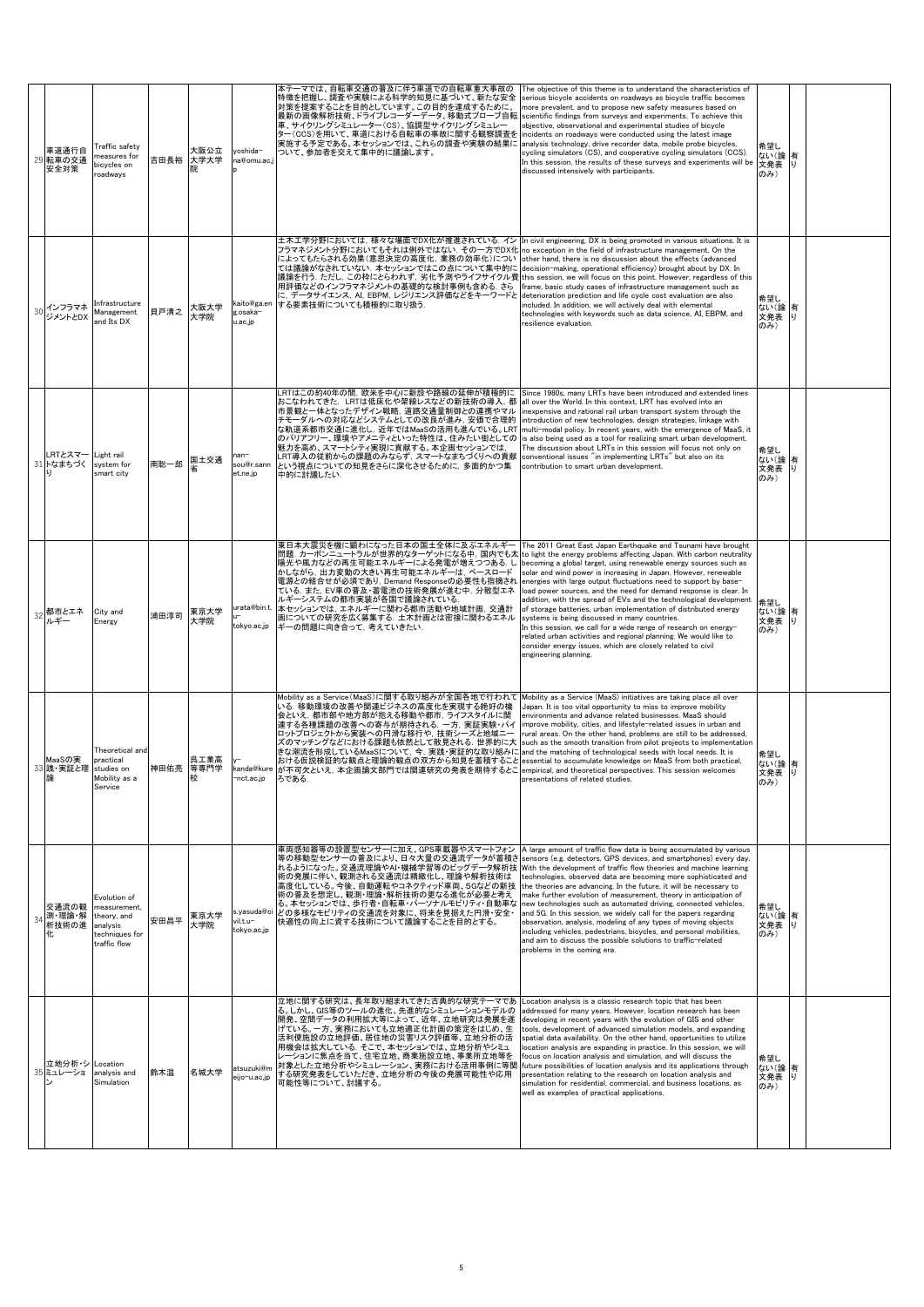| 29 | 車道通行自転車の交通安全対策 | Traffic safety measures for bicycles on roadways | 吉田長裕 | 大阪公立大学大学院 | yoshida-na@omu.ac.jp | 本テーマでは，自転車交通の普及に伴う車道での自転車重大事故の特徴を把握し，調査や実験による科学的知見に基づいて，新たな安全対策を提案することを目的としています。この目的を達成するために，最新の画像解析技術，ドライブレコーダーデータ，移動式プローブ自転車，サイクリングシミュレーター（CS），協調型サイクリングシミュレーター（CCS）を用いて，車道における自転車の事故に関する観察調査を実施する予定である。本セッションでは，これらの調査や実験の結果について，参加者を交えて集中的に議論します。 | The objective of this theme is to understand the characteristics of serious bicycle accidents on roadways as bicycle traffic becomes more prevalent, and to propose new safety measures based on scientific findings from surveys and experiments. To achieve this objective, observational and experimental studies of bicycle incidents on roadways were conducted using the latest image analysis technology, drive recorder data, mobile probe bicycles, cycling simulators (CS), and cooperative cycling simulators (CCS). In this session, the results of these surveys and experiments will be discussed intensively with participants. | 希望しない（論文発表のみ） | 有り | |
| 30 | インフラマネジメントとDX | Infrastructure Management and Its DX | 貝戸清之 | 大阪大学大学院 | kaito@ga.eng.osaka-u.ac.jp | 土木工学分野においては，様々な場面でDX化が推進されている．インフラマネジメント分野においてもそれは例外ではない．その一方でDX化によってもたらされる効果（意思決定の高度化，業務の効率化）については議論がなされていない．本セッションではこの点について集中的に議論を行う．ただし，この枠にとらわれず，劣化予測やライフサイクル費用評価などのインフラマネジメントの基礎的な検討事例も含める．さらに，データサイエンス，AI，EBPM，レジリエンス評価などをキーワードとする要素技術についても積極的に取り扱う． | In civil engineering, DX is being promoted in various situations. It is no exception in the field of infrastructure management. On the other hand, there is no discussion about the effects (advanced decision-making, operational efficiency) brought about by DX. In this session, we will focus on this point. However, regardless of this frame, basic study cases of infrastructure management such as deterioration prediction and life cycle cost evaluation are also included. In addition, we will actively deal with elemental technologies with keywords such as data science, AI, EBPM, and resilience evaluation. | 希望しない（論文発表のみ） | 有り | |
| 31 | LRTとスマートなまちづくり | Light rail system for smart city | 南聡一郎 | 国土交通省 | nan-sou@r.sannet.ne.jp | LRTはこの約40年の間，欧米を中心に新設や路線の延伸が積極的におこなわれてきた．LRTは低床化や架線レスなどの新技術の導入，都市景観と一体となったデザイン戦略，道路交通量制御との連携やマルチモーダルへの対応などシステムとしての改良が進み，安価で合理的な軌道系都市交通に進化し，近年ではMaaSの活用も進んでいる。LRTのバリアフリー，環境やアメニティといった特性は，住みたい街としての魅力を高め，スマートシティ実現に貢献する．本企画セッションでは，LRT導入の従前からの課題のみならず，スマートなまちづくりへの貢献という視点についての知見をさらに深化させるために，多面的かつ集中的に討議したい． | Since 1980s, many LRTs have been introduced and extended lines all over the World. In this context, LRT has evolved into an inexpensive and rational rail urban transport system through the introduction of new technologies, design strategies, linkage with multi-modal policy. In recent years, with the emergence of MaaS, it is also being used as a tool for realizing smart urban development. The discussion about LRTs in this session will focus not only on conventional issues "in implementing LRTs" but also on its contribution to smart urban development. | 希望しない（論文発表のみ） | 有り | |
| 32 | 都市とエネルギー | City and Energy | 浦田淳司 | 東京大学大学院 | urata@bin.t.u-tokyo.ac.jp | 東日本大震災を機に顕わになった日本の国土全体に及ぶエネルギー問題．カーボンニュートラルが世界的なターゲットになる中，国内でも太陽光や風力などの再生可能エネルギーによる発電が増えつつある．しかしながら，出力変動の大きい再生可能エネルギーは，ベースロード電源との組合せが必須であり，Demand Responseの必要性も指摘されている．また，EVの普及・蓄電池の技術発展が進む中，分散型エネルギーシステムの都市実装が各国で議論されている．本セッションでは，エネルギーに関わる都市活動や地域計画，交通計画についての研究を広く募集する．土木計画とは密接に関わるエネルギーの問題に向き合って，考えていきたい． | The 2011 Great East Japan Earthquake and Tsunami have brought to light the energy problems affecting Japan. With carbon neutrality becoming a global target, using renewable energy sources such as solar and wind power is increasing in Japan. However, renewable energies with large output fluctuations need to support by base-load power sources, and the need for demand response is clear. In addition, with the spread of EVs and the technological development of storage batteries, urban implementation of distributed energy systems is being discussed in many countries. In this session, we call for a wide range of research on energy-related urban activities and regional planning. We would like to consider energy issues, which are closely related to civil engineering planning. | 希望しない（論文発表のみ） | 有り | |
| 33 | MaaSの実践・実証と理論 | Theoretical and practical studies on Mobility as a Service | 神田佑亮 | 呉工業高等専門学校 | y-kanda@kure-nct.ac.jp | Mobility as a Service（MaaS）に関する取り組みが全国各地で行われている．移動環境の改善や関連ビジネスの高度化を実現する絶好の機会といえ，都市部や地方部が抱える移動や都市，ライフスタイルに関連する各種課題の改善への寄与が期待される．一方，実証実験・パイロットプロジェクトから実装への円滑な移行や，技術シーズと地域ニーズのマッチングなどにおける課題も依然として散見される．世界的に大きな潮流を形成しているMaaSについて，今，実践・実証的な取り組みにおける仮説検証的な観点と理論的観点の双方から知見を蓄積することが不可欠といえ，本企画論文部門では関連研究の発表を期待するところである． | Mobility as a Service (MaaS) initiatives are taking place all over Japan. It is too vital opportunity to miss to improve mobility environments and advance related businesses. MaaS should improve mobility, cities, and lifestyle-related issues in urban and rural areas. On the other hand, problems are still to be addressed, such as the smooth transition from pilot projects to implementation and the matching of technological seeds with local needs. It is essential to accumulate knowledge on MaaS from both practical, empirical, and theoretical perspectives. This session welcomes presentations of related studies. | 希望しない（論文発表のみ） | 有り | |
| 34 | 交通流の観測・理論・解析技術の進化 | Evolution of measurement, theory, and analysis techniques for traffic flow | 安田昌平 | 東京大学大学院 | s.yasuda@civil.t.u-tokyo.ac.jp | 車両感知器等の設置型センサーに加え，GPS車載器やスマートフォン等の移動型センサーの普及により，日々大量の交通流データが蓄積されるようになった。交通流理論やAI・機械学習等のビッグデータ解析技術の発展に伴い，観測される交通流は精緻化し，理論や解析技術は高度化している。今後，自動運転やコネクティッド車両，5Gなどの新技術の普及を想定し，観測・理論・解析技術の更なる進化が必要と考える。本セッションでは，歩行者・自転車・パーソナルモビリティ・自動車などの多様なモビリティの交通流を対象に，将来を見据えた円滑・安全・快適性の向上に資する技術について議論することを目的とする。 | A large amount of traffic flow data is being accumulated by various sensors (e.g. detectors, GPS devices, and smartphones) every day. With the development of traffic flow theories and machine learning technologies, observed data are becoming more sophisticated and the theories are advancing. In the future, it will be necessary to make further evolution of measurement, theory in anticipation of new technologies such as automated driving, connected vehicles, and 5G. In this session, we widely call for the papers regarding observation, analysis, modeling of any types of moving objects including vehicles, pedestrians, bicycles, and personal mobilities, and aim to discuss the possible solutions to traffic-related problems in the coming era. | 希望しない（論文発表のみ） | 有り | |
| 35 | 立地分析・シミュレーション | Location analysis and Simulation | 鈴木温 | 名城大学 | atsuzuki@meijo-u.ac.jp | 立地に関する研究は，長年取り組まれてきた古典的な研究テーマである．しかし，GIS等のツールの進化，先進的なシミュレーションモデルの開発，空間データの利用拡大等によって，近年，立地研究は発展を遂げている。一方，実務においても立地適正化計画の策定をはじめ，生活利便施設の立地評価，居住地の災害リスク評価等，立地分析の活用領域は拡大している．そこで，本セッションでは，立地分析やシミュレーションに焦点を当て，住宅立地，商業施設立地，事業所立地等を対象とした立地分析やシミュレーション，実務における活用事例に等関する研究発表をしていただき，立地分析の今後の発展可能性や応用可能性について，討議する。 | Location analysis is a classic research topic that has been addressed for many years. However, location research has been developing in recent years with the evolution of GIS and other tools, development of advanced simulation models, and expanding spatial data availability. On the other hand, opportunities to utilize location analysis are expanding in practice. In this session, we will focus on location analysis and simulation, and will discuss the future possibilities of location analysis and its applications through presentation relating to the research on location analysis and simulation for residential, commercial, and business locations, as well as examples of practical applications. | 希望しない（論文発表のみ） | 有り | |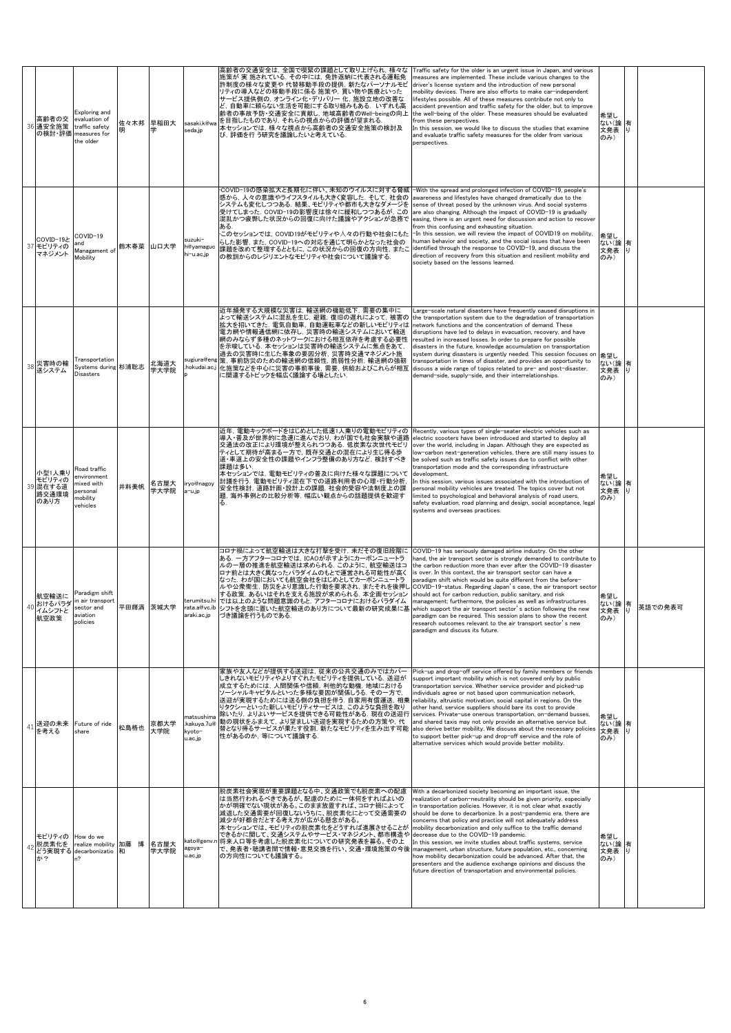| 36 | 高齢者の交通安全施策の検討・評価 | Exploring and evaluation of traffic safety measures for the older | 佐々木邦明 | 早稲田大学 | sasaki.k@waseda.jp | 高齢者の交通安全は，全国で喫緊の課題として取り上げられ，様々な施策が 実 施されている．その中には，免許返納に代表される運転免許制度の様々な変更や 代替移動手段の提供，新たなパーソナルモビリティの導入などの移動手段に係る 施策や，買い物や医療といったサービス提供側の，オンライン化・デリバリー 化，施設立地の改善など，自動車に頼らない生活を可能にする取り組みもある．いずれも高齢者の事故予防・交通安全に貢献し，地域高齢者のWell-beingの向上を目指したものであり，それらの視点からの評価が望まれる．<br>本セッションでは，様々な視点から高齢者の交通安全施策の検討及び，評価を行 う研究を議論したいと考えている． | Traffic safety for the older is an urgent issue in Japan, and various measures are implemented. These include various changes to the driver's license system and the introduction of new personal mobility devices. There are also efforts to make car-independent lifestyles possible. All of these measures contribute not only to accident prevention and traffic safety for the older, but to improve the well-being of the older. These measures should be evaluated from these perspectives.<br>In this session, we would like to discuss the studies that examine and evaluate traffic safety measures for the older from various perspectives. | 希望しない(論文発表のみ) | 有り | |
| 37 | COVID-19とモビリティのマネジメント | COVID-19 and Managament of Mobility | 鈴木春菜 | 山口大学 | suzuki-h@yamaguchi-u.ac.jp | ･COVID-19の感染拡大と長期化に伴い，未知のウイルスに対する脅威感から，人々の意識やライフスタイルも大きく変容した．そして，社会のシステムも変化しつつある．結果，モビリティや都市も大きなダメージを受けてしまった．COVID-19の影響度は徐々に緩和しつつあるが，この混乱かつ疲弊した状況からの回復に向けた議論やアクションが急務である．<br>･このセッションでは，COVID19がモビリティや人々の行動や社会にもたらした影響，また，COVID-19への対応を通じて明らかとなった社会の課題を改めて整理するとともに，この状況からの回復の方向性，またこの教訓からのレジリエントなモビリティや社会について議論する． | -With the spread and prolonged infection of COVID-19, people's awareness and lifestyles have changed dramatically due to the sense of threat posed by the unknown virus. And social systems are also changing. Although the impact of COVID-19 is gradually easing, there is an urgent need for discussion and action to recover from this confusing and exhausting situation.<br>-In this session, we will review the impact of COVID19 on mobility, human behavior and society, and the social issues that have been identified through the response to COVID-19, and discuss the direction of recovery from this situation and resilient mobility and society based on the lessons learned. | 希望しない(論文発表のみ) | 有り | |
| 38 | 災害時の輸送システム | Transportation Systems during Disasters | 杉浦聡志 | 北海道大学大学院 | sugiura@eng.hokudai.ac.jp | 近年頻発する大規模な災害は，輸送網の機能低下，需要の集中によって輸送システムに混乱を生じ，避難，復旧の遅れによって，被害の拡大を招いてきた．電気自動車，自動運転車などの新しいモビリティは電力網や情報通信網に依存し，災害時の輸送システムにおいて輸送網のみならず多種のネットワークにおける相互依存を考慮する必要性を示唆している．本セッションは災害時の輸送システムに焦点をあて，過去の災害時に生じた事象の要因分析，災害時交通マネジメント施策，事前防災のための輸送網の信頼性，脆弱性分析，輸送網の強靭化施策などを中心に災害の事前事後，需要，供給およびこれらが相互に関連するトピックを幅広く議論する場としたい． | Large-scale natural disasters have frequently caused disruptions in the transportation system due to the degradation of transportation network functions and the concentration of demand. These disruptions have led to delays in evacuation, recovery, and have resulted in increased losses. In order to prepare for possible disasters in the future, knowledge accumulation on transportation system during disasters is urgently needed. This session focuses on transportation in times of disaster, and provides an opportunity to discuss a wide range of topics related to pre- and post-disaster, demand-side, supply-side, and their interrelationships. | 希望しない(論文発表のみ) | 有り | |
| 39 | 小型1人乗りモビリティの混在する道路交通環境のあり方 | Road traffic environment mixed with personal mobility vehicles | 井料美帆 | 名古屋大学大学院 | iryo@nagoya-u.jp | 近年，電動キックボードをはじめとした低速1人乗りの電動モビリティの導入・普及が世界的に急速に進んでおり，わが国でも社会実験や道路交通法の改正により環境が整えられつつある．低炭素な次世代モビリティとして期待が高まる一方で，既存交通との混在により生じ得る歩道・車道上の安全性の課題やインフラ整備のあり方など，検討すべき課題は多い．<br>本セッションでは，電動モビリティの普及に向けた様々な課題について討議を行う．電動モビリティ混在下での道路利用者の心理・行動分析，安全性検討，道路計画・設計上の課題，社会的受容や法制度上の課題，海外事例との比較分析等，幅広い観点からの話題提供を歓迎する． | Recently, various types of single-seater electric vehicles such as electric scooters have been introduced and started to deploy all over the world, including in Japan. Although they are expected as low-carbon next-generation vehicles, there are still many issues to be solved such as traffic safety issues due to conflict with other transportation mode and the corresponding infrastructure development.<br>In this session, various issues associated with the introduction of personal mobility vehicles are treated. The topics cover but not limited to psychological and behavioral analysis of road users, safety evaluation, road planning and design, social acceptance, legal systems and overseas practices. | 希望しない(論文発表のみ) | 有り | |
| 40 | 航空輸送におけるパラダイムシフトと航空政策 | Paradigm shift in air transport sector and aviation policies | 平田輝満 | 茨城大学 | terumitsu.hirata.a@vc.ibaraki.ac.jp | コロナ禍によって航空輸送は大きな打撃を受け，未だその復旧段階にある．一方アフターコロナでは，ICAOが示すようにカーボンニュートラルの一層の推進を航空輸送は求められる．このように，航空輸送はコロナ前とは大きく異なったパラダイムのもとで運営される可能性が高くなった．わが国においても航空会社をはじめとしてカーボンニュートラルや公衆衛生，防災をより意識した行動を要求され，またそれを後押しする政策，あるいはそれを支える施設が求められる．本企画セッションでは以上のような問題意識のもと，アフターコロナにおけるパラダイムシフトを念頭に置いた航空輸送のあり方について最新の研究成果に基づき議論を行うものである． | COVID-19 has seriously damaged airline industry. On the other hand, the air transport sector is strongly demanded to contribute to the carbon reduction more than ever after the COVID-19 disaster is over. In this context, the air transport sector can have a paradigm shift which would be quite different from the before-COVID-19-status. Regarding Japan's case, the air transport sector should act for carbon reduction, public sanitary, and risk management; furthermore, the policies as well as infrastructures which support the air transport sector's action following the new paradigm can be required. This session plans to show the recent research outcomes relevant to the air transport sector's new paradigm and discuss its future. | 希望しない(論文発表のみ) | 有り | 英語での発表可 |
| 41 | 送迎の未来を考える | Future of ride share | 松島格也 | 京都大学大学院 | matsushima.kakuya.7u@kyoto-u.ac.jp | 家族や友人などが提供する送迎は，従来の公共交通のみではカバーしきれないモビリティやよりすぐれたモビリティを提供している．送迎が成立するためには，人間関係や信頼，利他的な動機，地域における ソーシャルキャピタルといった多様な要因が関係しうる．その一方で，送迎が実現するためには送る側の負担を伴う．自家用有償運送，相乗りタクシーといった新しいモビリティサービスは，このような負担を取り除いたり，よりよいサービスを提供できる可能性がある．現在の送迎行動の現状をふまえて，より望ましい送迎を実現するための方策や，代替となり得るサービスが果たす役割，新たなモビリティを生み出す可能性があるのか，等について議論する． | Pick-up and drop-off service offered by family members or friends support important mobility which is not covered only by public transportation service. Whether service provider and picked-up individuals agree or not based upon communication network, reliability, altruistic motivation, social capital in regions. On the other hand, service suppliers should bare its cost to provide services. Private-use onerous transportation, on-demand busses, and shared taxis may not only provide an alternative service but also derive better mobility. We discuss about the necessary policies to support better pick-up and drop-off service and the role of alternative services which would provide better mobility. | 希望しない(論文発表のみ) | 有り | |
| 42 | モビリティの脱炭素化をどう実現するか？ | How do we realize mobility decarbonizatio n? | 加藤　博和 | 名古屋大学大学院 | kato@genv.nagoya-u.ac.jp | 脱炭素社会実現が重要課題となる中，交通政策でも脱炭素への配慮は当然行われるべきであるが，配慮のためには一体何をすればよいのかが明確でない現状がある。このまま放置すれば，コロナ禍によって減退した交通需要が回復しないうちに，脱炭素化にとって交通需要の減少が好都合だとする考え方が広がる懸念がある。<br>本セッションでは，モビリティの脱炭素化をどうすれば進展させることができるかに関して，交通システムやサービス・マネジメント，都市構造や将来人口等を考慮した脱炭素化についての研究発表を募る。その上で，発表者・聴講者間で情報・意見交換を行い，交通・環境施策の今後の方向性についても議論する。 | With a decarbonized society becoming an important issue, the realization of carbon-neutrality should be given priority, especially in transportation policies. However, it is not clear what exactly should be done to decarbonize. In a post-pandemic era, there are concerns that policy and practice will not adequately address mobility decarbonization and only suffice to the traffic demand decrease due to the COVID-19 pandemic.<br>In this session, we invite studies about traffic systems, service management, urban structure, future population, etc., concerning how mobility decarbonization could be advanced. After that, the presenters and the audience exchange opinions and discuss the future direction of transportation and environmental policies. | 希望しない(論文発表のみ) | 有り | |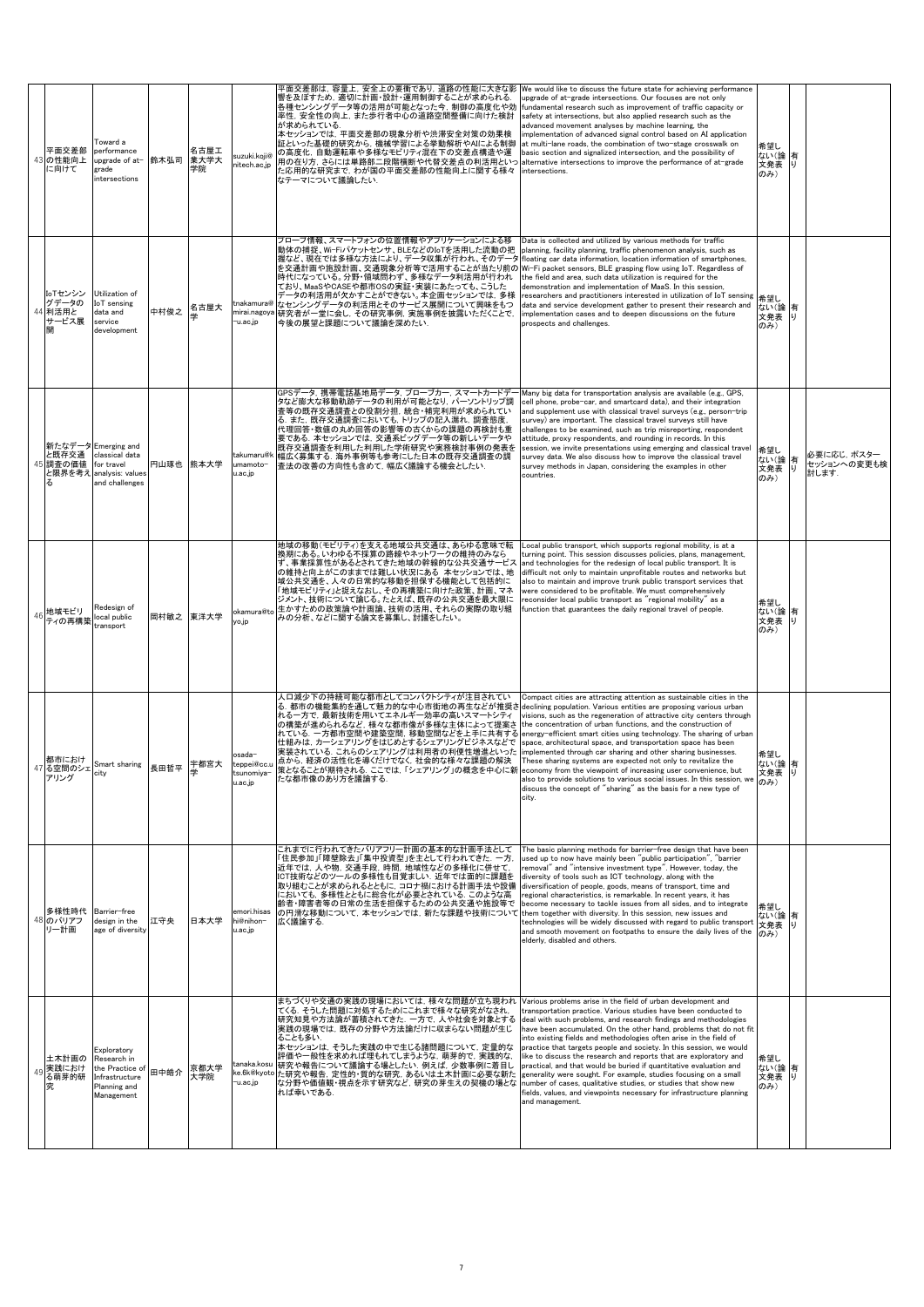| 43 | 平面交差部の性能向上に向けて | Toward a performance upgrade of at-grade intersections | 鈴木弘司 | 名古屋工業大学院 | suzuki.koji@nitech.ac.jp | 平面交差部は，容量上，安全上の要衝であり，道路の性能に大きな影響を及ぼすため，適切に計画・設計・運用制御することが求められる．各種センシングデータ等の活用が可能となった今，制御の高度化や効率性，安全性の向上，また歩行者中心の道路空間整備に向けた検討が求められている．<br>本セッションでは，平面交差部の現象分析や渋滞安全対策の効果検証といった基礎的研究から，機械学習による挙動解析やAIによる制御の高度化，自動運転車や多様なモビリティ混在下の交差点構造や運用の在り方，さらには単路部二段階横断や代替交差点の利用法といった応用的な研究まで，わが国の平面交差部の性能向上に関する様々なテーマについて議論したい． | We would like to discuss the future state for achieving performance upgrade of at-grade intersections. Our focuses are not only fundamental research such as improvement of traffic capacity or safety at intersections, but also applied research such as the advanced movement analyses by machine learning, the implementation of advanced signal control based on AI application at multi-lane roads, the combination of two-stage crosswalk on basic section and signalized intersection, and the possibility of alternative intersections to improve the performance of at-grade intersections. | 希望しない（論文発表のみ） | 有り | |
| 44 | IoTセンシングデータの利活用とサービス展開 | Utilization of IoT sensing data and service development | 中村俊之 | 名古屋大学 | tnakamura@mirai.nagoya-u.ac.jp | プローブ情報、スマートフォンの位置情報やアプリケーションによる移動体の捕捉、Wi-Fiパケットセンサ、BLEなどのIoTを活用した流動の把握など，現在では多様な方法により，データ収集が行われ，そのデータを交通計画や施設計画，交通現象分析等で活用することが当たり前の時代になっている．分野・領域問わず，多様なデータ利活用が行われており，MaaSやCASEや都市OSの実証・実装にあたっても，こうしたデータの利活用が欠かすことができない．本企画セッションでは，多様なセンシングデータの利活用とそのサービス展開について興味をもつ研究者が一堂に会し，その研究事例，実施事例を披露いただくことで，今後の展望と課題について議論を深めたい． | Data is collected and utilized by various methods for traffic planning, facility planning, traffic phenomenon analysis, such as floating car data information, location information of smartphones, Wi-Fi packet sensors, BLE grasping flow using IoT. Regardless of the field and area, such data utilization is required for the demonstration and implementation of MaaS. In this session, researchers and practitioners interested in utilization of IoT sensing data and service development gather to present their research and implementation cases and to deepen discussions on the future prospects and challenges. | 希望しない（論文発表のみ） | 有り | |
| 45 | 新たなデータと既存交通調査の価値と限界を考える | Emerging and classical data for travel analysis: values and challenges | 円山琢也 | 熊本大学 | takumaru@kumamoto-u.ac.jp | GPSデータ，携帯電話基地局データ，プローブカー，スマートカードデータなど膨大な移動軌跡データの利用が可能となり，パーソントリップ調査等の既存交通調査との役割分担，統合・補完利用が求められている．また，既存交通調査においても，トリップの記入漏れ，調査態度，代理回答・数値の丸め回答の影響等の古くからの課題の再検討も重要である．本セッションでは，交通系ビッグデータ等の新しいデータや既存交通調査を利用した利用した学術研究や実務検討事例の発表を幅広く募集する．海外事例等も参考にした日本の既存交通調査の調査法の改善の方向性も含めて，幅広く議論する機会としたい． | Many big data for transportation analysis are available (e.g., GPS, cell phone, probe-car, and smartcard data), and their integration and supplement use with classical travel surveys (e.g., person-trip survey) are important. The classical travel surveys still have challenges to be examined, such as trip misreporting, respondent attitude, proxy respondents, and rounding in records. In this session, we invite presentations using emerging and classical travel survey data. We also discuss how to improve the classical travel survey methods in Japan, considering the examples in other countries. | 希望しない（論文発表のみ） | 有り | 必要に応じ，ポスターセッションへの変更も検討します． |
| 46 | 地域モビリティの再構築 | Redesign of local public transport | 岡村敏之 | 東洋大学 | okamura@toyo.jp | 地域の移動（モビリティ）を支える地域公共交通は，あらゆる意味で転換期にある．いわゆる不採算の路線やネットワークの維持のみならず，事業採算性があるとされてきた地域の幹線的な公共交通サービスの維持と向上がこのままでは難しい状況にある．本セッションでは，地域公共交通を，人々の日常的な移動を担保する機能として包括的に「地域モビリティ」と捉えなおし，その再構築に向けた政策，計画，マネジメント，技術について論じる．たとえば，既存の公共交通を最大限に生かすための政策論や計画論，技術の活用，それらの実際の取り組みの分析，などに関する論文を募集し，討議をしたい． | Local public transport, which supports regional mobility, is at a turning point. This session discusses policies, plans, management, and technologies for the redesign of local public transport. It is difficult not only to maintain unprofitable routes and networks but also to maintain and improve trunk public transport services that were considered to be profitable. We must comprehensively reconsider local public transport as "regional mobility" as a function that guarantees the daily regional travel of people. | 希望しない（論文発表のみ） | 有り | |
| 47 | 都市におけるの空間のシェアリング | Smart sharing city | 長田哲平 | 宇都宮大学 | osada-teppei@cc.utsunomiya-u.ac.jp | 人口減少下の持続可能な都市としてコンパクトシティが注目されている．都市の機能集約を通して魅力的な中心市街地の再生などが推奨される一方で，最新技術を用いてエネルギー効率の高いスマートシティの構築が進められるなど，様々な都市像が多様な主体によって提案されている．一方都市空間や建築空間，移動空間などを上手に共有する仕組みは，カーシェアリングをはじめとするシェアリングビジネスなどで実装されている．これらのシェアリングは利用者の利便性増進といった点から，経済の活性化を導くだけでなく，社会的な様々な課題の解決策となることが期待される．ここでは，「シェアリング」の概念を中心に新たな都市像のあり方を議論する． | Compact cities are attracting attention as sustainable cities in the declining population. Various entities are proposing various urban visions, such as the regeneration of attractive city centers through the concentration of urban functions, and the construction of energy-efficient smart cities using technology. The sharing of urban space, architectural space, and transportation space has been implemented through car sharing and other sharing businesses. These sharing systems are expected not only to revitalize the economy from the viewpoint of increasing user convenience, but also to provide solutions to various social issues. In this session, we discuss the concept of "sharing" as the basis for a new type of city. | 希望しない（論文発表のみ） | 有り | |
| 48 | 多様性時代のバリアフリー計画 | Barrier-free design in the age of diversity | 江守央 | 日本大学 | emori.hisashi@nihon-u.ac.jp | これまでに行われてきたバリアフリー計画の基本的な計画手法として「住民参加」「障壁除去」「集中投資型」を主として行われてきた．一方，近年では，人や物，交通手段，時間，地域性などの多様化に併せて，ICT技術などのツールの多様性も目覚ましい．近年では面的に課題を取り組むことが求められるとともに，コロナ禍における計画手法や設備においても，多様性とともに総合化が必要とされている．このような高齢者・障害者等の日常の生活を担保するための公共交通や施設等での円滑な移動について，本セッションでは，新たな課題や技術について広く議論する． | The basic planning methods for barrier-free design that have been used up to now have mainly been "public participation", "barrier removal" and "intensive investment type". However, today, the diversity of tools such as ICT technology, along with the diversification of people, goods, means of transport, time and regional characteristics, is remarkable. In recent years, it has become necessary to tackle issues from all sides, and to integrate them together with diversity. In this session, new issues and technologies will be widely discussed with regard to public transport and smooth movement on footpaths to ensure the daily lives of the elderly, disabled and others. | 希望しない（論文発表のみ） | 有り | |
| 49 | 土木計画の実践における萌芽的研究 | Exploratory Research in the Practice of Infrastructure Planning and Management | 田中皓介 | 京都大学 | tanaka.kosuke.6k@kyoto-u.ac.jp | まちづくりや交通の実践の現場においては，様々な問題が立ち現われてくる．そうした問題に対処するためにこれまで様々な研究がなされ，研究知見や方法論が蓄積されてきた．一方で，人や社会を対象とする実践の現場では，既存の分野や方法論だけに収まらない問題が生じることも多い．<br>本セッションは，そうした実践の中で生じる諸問題について，定量的な評価や一般性を求めれば埋もれてしまうような，萌芽的で，実践的な研究や報告について議論する場としたい．例えば，少数事例に着目した研究や報告，定性的・質的な研究，あるいは土木計画に必要な新たな分野や価値観・視点を示す研究など，研究の芽生えの契機の場となれば幸いである． | Various problems arise in the field of urban development and transportation practice. Various studies have been conducted to deal with such problems, and research findings and methodologies have been accumulated. On the other hand, problems that do not fit into existing fields and methodologies often arise in the field of practice that targets people and society. In this session, we would like to discuss the research and reports that are exploratory and practical, and that would be buried if quantitative evaluation and generality were sought. For example, studies focusing on a small number of cases, qualitative studies, or studies that show new fields, values, and viewpoints necessary for infrastructure planning and management. | 希望しない（論文発表のみ） | 有り | |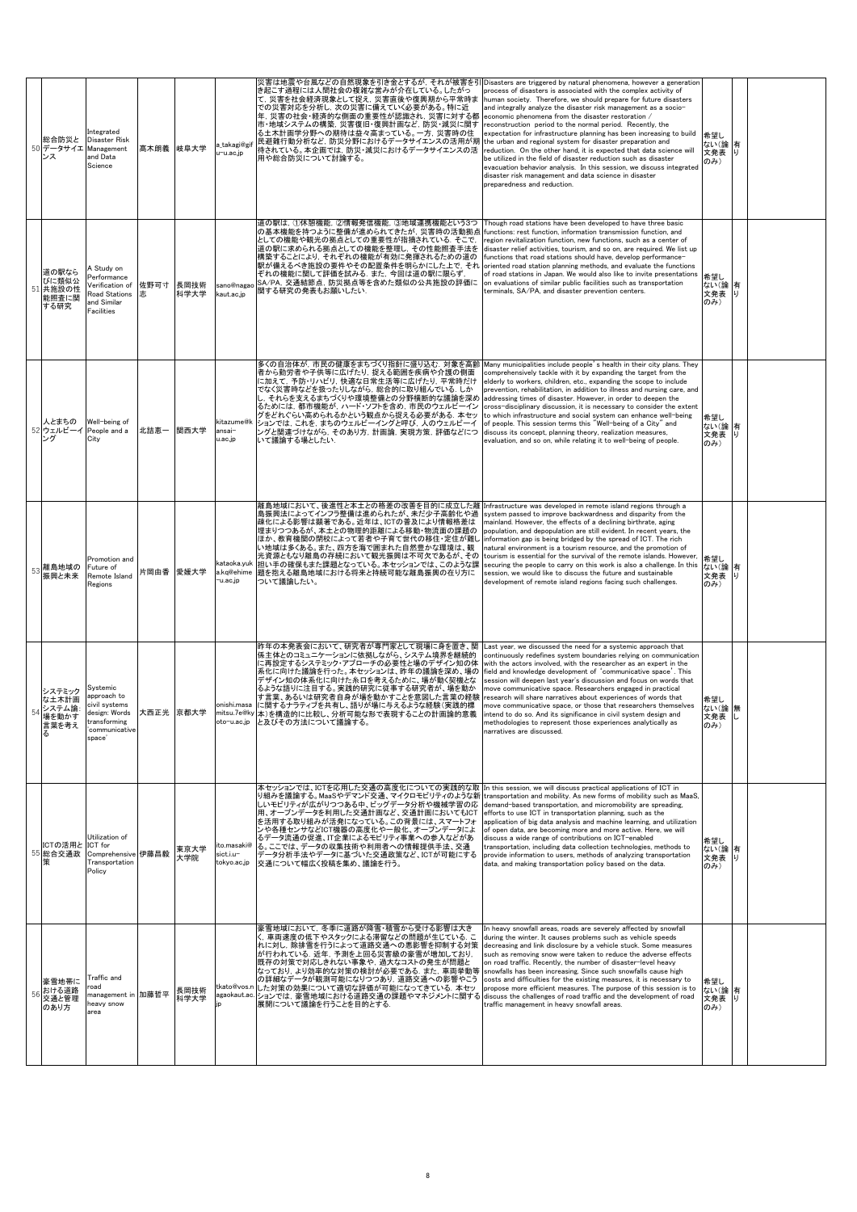| 50 | 総合防災とデータサイエンス | Integrated Disaster Risk Management and Data Science | 髙木朗義 | 岐阜大学 | a_takagi@gifu-u.ac.jp | 災害は地震や台風などの自然現象を引き金とするが，それが被害を引き起こす過程には人間社会の複雑な営みが介在している。したがって，災害を社会経済現象として捉え，災害直後や復興期から平常時までの災害対応を分析し，次の災害に備えていく必要がある。特に近年，災害の社会・経済的な側面の重要性が認識され，災害に対する都市・地域システムの構築，災害復旧・復興計画など，防災・減災に関する土木計画学分野への期待は益々高まっている。一方，災害時の住民避難行動分析など，防災分野におけるデータサイエンスの活用が期待されている。本企画では，防災・減災におけるデータサイエンスの活用や総合防災について討議する。 | Disasters are triggered by natural phenomena, however a generation process of disasters is associated with the complex activity of human society. Therefore, we should prepare for future disasters and integrally analyze the disaster risk management as a socio-economic phenomena from the disaster restoration / reconstruction period to the normal period. Recently, the expectation for infrastructure planning has been increasing to build the urban and regional system for disaster preparation and reduction. On the other hand, it is expected that data science will be utilized in the field of disaster reduction such as disaster evacuation behavior analysis. In this session, we discuss integrated disaster risk management and data science in disaster preparedness and reduction. | 希望しない(論文発表のみ) | 有り | |
|---|---|---|---|---|---|---|---|---|---|---|
| 51 | 道の駅ならびに類似公共施設の性能照査に関する研究 | A Study on Performance Verification of Road Stations and Similar Facilities | 佐野可寸志 | 長岡技術科学大学 | sano@nagaokaut.ac.jp | 道の駅は，①休憩機能，②情報発信機能，③地域連携機能という3つの基本機能を持つように整備が進められてきたが，災害時の活動拠点としての機能や観光の拠点としての重要性が指摘されている．そこで，道の駅に求められる拠点としての機能を整理し，その性能照査手法を構築することにより，それぞれの機能が有効に発揮されるための道の駅が備えるべき施設の要件やその配置条件を明らかにした上で，それぞれの機能に関して評価を試みる．また，今回は道の駅に限らず，SA/PA，交通結節点，防災拠点等を含めた類似の公共施設の評価に関する研究の発表もお願いしたい． | Though road stations have been developed to have three basic functions: rest function, information transmission function, and region revitalization function, new functions, such as a center of disaster relief activities, tourism, and so on, are required. We list up functions that road stations should have, develop performance-oriented road station planning methods, and evaluate the functions of road stations in Japan. We would also like to invite presentations on evaluations of similar public facilities such as transportation terminals, SA/PA, and disaster prevention centers. | 希望しない(論文発表のみ) | 有り | |
| 52 | 人とまちのウェルビーイング | Well-being of People and a City | 北詰恵一 | 関西大学 | kitazume@kansai-u.ac.jp | 多くの自治体が，市民の健康をまちづくり指針に盛り込む．対象を高齢者から勤労者や子供等に広げたり，捉える範囲を疾病や介護の側面に加えて，予防・リハビリ，快適な日常生活等に広げたり，平常時だけでなく災害時などを扱ったりしながら，総合的に取り組んでいる．しかし，それらを支えるまちづくりや環境整備との分野横断的な議論を深めるためには，都市機能が，ハード・ソフトを含め，市民のウェルビーイングをどれぐらい高められるかという観点から捉える必要がある．本セッションでは，これを，まちのウェルビーイングと呼び，人のウェルビーイングと関連づけながら，そのあり方，計画論，実現方策，評価などについて議論する場としたい． | Many municipalities include people's health in their city plans. They comprehensively tackle with it by expanding the target from the elderly to workers, children, etc., expanding the scope to include prevention, rehabilitation, in addition to illness and nursing care, and addressing times of disaster. However, in order to deepen the cross-disciplinary discussion, it is necessary to consider the extent to which infrastructure and social system can enhance well-being of people. This session terms this "Well-being of a City" and discuss its concept, planning theory, realization measures, evaluation, and so on, while relating it to well-being of people. | 希望しない(論文発表のみ) | 有り | |
| 53 | 離島地域の振興と未来 | Promotion and Future of Remote Island Regions | 片岡由香 | 愛媛大学 | kataoka.yuka.kq@ehime-u.ac.jp | 離島地域において，後進性と本土との格差の改善を目的に成立した離島振興法によってインフラ整備は進められたが，未だ少子高齢化や過疎化による影響は顕著である。近年は，ICTの普及により情報格差は埋まりつつあるが，本土との物理的距離による移動・物流面の課題のほか，教育機関の閉校によって若者や子育て世代の移住・定住が難しい地域は多くある。また，四方を海で囲まれた自然豊かな環境は，観光資源ともなり離島の存続において観光振興は不可欠であるが，その担い手の確保もまた課題となっている。本セッションでは，このような課題を抱える離島地域における将来と持続可能な離島振興の在り方について議論したい。 | Infrastructure was developed in remote island regions through a system passed to improve backwardness and disparity from the mainland. However, the effects of a declining birthrate, aging population, and depopulation are still evident. In recent years, the information gap is being bridged by the spread of ICT. The rich natural environment is a tourism resource, and the promotion of tourism is essential for the survival of the remote islands. However, securing the people to carry on this work is also a challenge. In this session, we would like to discuss the future and sustainable development of remote island regions facing such challenges. | 希望しない(論文発表のみ) | 有り | |
| 54 | システミックな土木計画システム論：場を動かす言葉を考える | Systemic approach to civil systems design: Words transforming 'communicative space' | 大西正光 | 京都大学 | onishi.masamitsu.7e@kyoto-u.ac.jp | 昨年の本発表会において，研究者が専門家として現場に身を置き，関係主体とのコミュニケーションに依拠しながら，システム境界を継続的に再設定するシステミック・アプローチの必要性と場のデザイン知の体系化に向けた議論を行った。本セッションは，昨年の議論を深め，場のデザイン知の体系化に向けた糸口を考えるために，場が動く契機となるような語りに注目する。実践的研究に従事する研究者が，場を動かす言葉，あるいは研究者自身が場を動かすことを意識した言葉の経験に関するナラティブを共有し，語りが場に与えるような経験（実践的確率）を構造的に比較し，分析可能な形で表現することの計画論的意義と及びその方法について議論する。 | Last year, we discussed the need for a systemic approach that continuously redefines system boundaries relying on communication with the actors involved, with the researcher as an expert in the field and knowledge development of 'communicative space'. This session will deepen last year's discussion and focus on words that move communicative space. Researchers engaged in practical research will share narratives about experiences of words that move communicative space, or those that researchers themselves intend to do so. And its significance in civil system design and methodologies to represent those experiences analytically as narratives are discussed. | 希望しない(論文発表のみ) | 無し | |
| 55 | ICTの活用と総合交通政策 | Utilization of ICT for Comprehensive Transportation Policy | 伊藤昌毅 | 東京大学大学院 | ito.masaki@sict.i.u-tokyo.ac.jp | 本セッションでは，ICTを応用した交通の高度化についての実践的な取り組みを議論する。MaaSやデマンド交通，マイクロモビリティのような新しいモビリティが広がりつつある中，ビッグデータ分析や機械学習の応用，オープンデータを利用した交通計画など，交通計画においてもICTを活用する取り組みが活発になっている。この背景には，スマートフォンや各種センサなどICT機器の高度化や一般化，オープンデータによるデータ流通の促進，IT企業によるモビリティ事業への参入などがある。ここでは，データの収集技術や利用者への情報提供手法，交通データ分析手法やデータに基づいた交通政策など，ICTが可能にする交通について幅広く投稿を集め，議論を行う。 | In this session, we will discuss practical applications of ICT in transportation and mobility. As new forms of mobility such as MaaS, demand-based transportation, and micromobility are spreading, efforts to use ICT in transportation planning, such as the application of big data analysis and machine learning, and utilization of open data, are becoming more and more active. Here, we will discuss a wide range of contributions on ICT-enabled transportation, including data collection technologies, methods to provide information to users, methods of analyzing transportation data, and making transportation policy based on the data. | 希望しない(論文発表のみ) | 有り | |
| 56 | 豪雪地帯における道路交通と管理のあり方 | Traffic and road management in heavy snow area | 加藤哲平 | 長岡技術科学大学 | tkato@vos.nagaokaut.ac.jp | 豪雪地域において，冬季に道路が降雪・積雪から受ける影響は大きく，車両速度の低下やスタックによる滞留などの問題が生じている．これに対し，除排雪を行うによって道路交通への悪影響を抑制する対策が行われている．近年，予測を上回る災害級の豪雪が増加しており，既存の対策で対応しきれない事象や，過大なコストの発生が問題となっており，より効率的な対策の検討が必要である．また，車両挙動等の詳細なデータが観測可能になりつつあり，道路交通への影響やこうした対策の効果について適切な評価が可能になってきている．本セッションでは，豪雪地域における道路交通の課題やマネジメントに関する展開について議論を行うことを目的とする． | In heavy snowfall areas, roads are severely affected by snowfall during the winter. It causes problems such as vehicle speeds decreasing and link disclosure by a vehicle stuck. Some measures such as removing snow were taken to reduce the adverse effects on road traffic. Recently, the number of disaster-level heavy snowfalls has been increasing. Since such snowfalls cause high costs and difficulties for the existing measures, it is necessary to propose more efficient measures. The purpose of this session is to discuss the challenges of road traffic and the development of road traffic management in heavy snowfall areas. | 希望しない(論文発表のみ) | 有り | |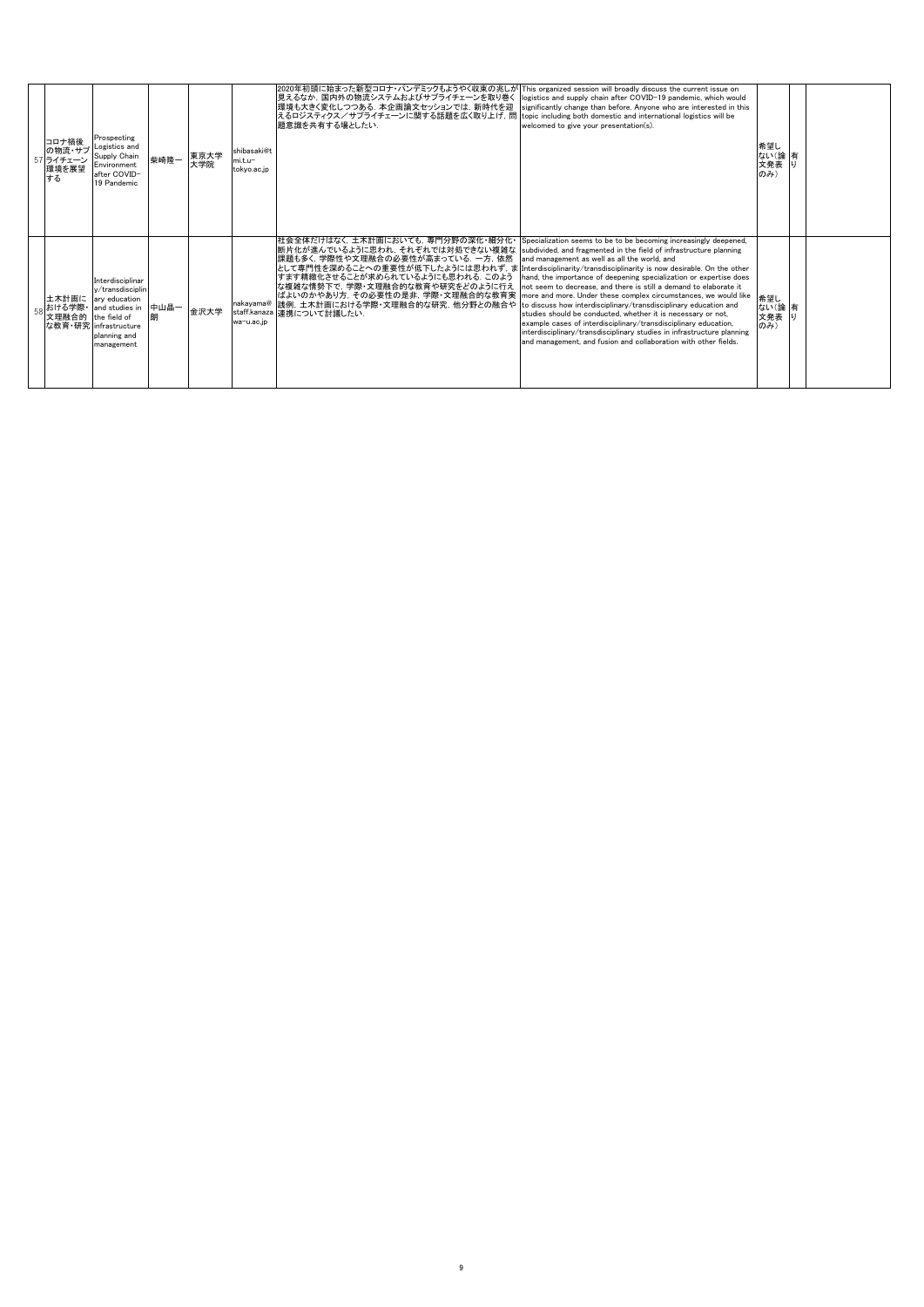| | | | | | | | | | | |
|---|---|---|---|---|---|---|---|---|---|---|
| 57 | コロナ禍後の物流・サプライチェーン環境を展望する | Prospecting Logistics and Supply Chain Environment after COVID-19 Pandemic | 柴崎隆一 | 東京大学大学院 | shibasaki@tmi.t.u-tokyo.ac.jp | 2020年初頭に始まった新型コロナ・パンデミックもようやく収束の兆しが見えるなか，国内外の物流システムおよびサプライチェーンを取り巻く環境も大きく変化しつつある．本企画論文セッションでは，新時代を迎えるロジスティクス／サプライチェーンに関する話題を広く取り上げ，問題意識を共有する場としたい． | This organized session will broadly discuss the current issue on logistics and supply chain after COVID-19 pandemic, which would significantly change than before. Anyone who are interested in this topic including both domestic and international logistics will be welcomed to give your presentation(s). | 希望しない（論文発表のみ） | 有り | |
| 58 | 土木計画における学際・文理融合的な教育・研究 | Interdisciplinary/transdisciplinary education and studies in the field of infrastructure planning and management | 中山晶一朗 | 金沢大学 | nakayama@staff.kanazawa-u.ac.jp | 社会全体だけはなく，土木計画においても，専門分野の深化・細分化・断片化が進んでいるように思われ，それぞれでは対処できない複雑な課題も多く，学際性や文理融合の必要性が高まっている．一方，依然として専門性を深めることへの重要性が低下したようには思われず，ますます精緻化させることが求められているようにも思われる．このような複雑な情勢下で，学際・文理融合的な教育や研究をどのように行えばよいのかやあり方，その必要性の是非，学際・文理融合的な教育実践例，土木計画における学際・文理融合的な研究，他分野との融合や連携について討議したい． | Specialization seems to be to be becoming increasingly deepened, subdivided, and fragmented in the field of infrastructure planning and management as well as all the world, and Interdisciplinarity/transdisciplinarity is now desirable. On the other hand, the importance of deepening specialization or expertise does not seem to decrease, and there is still a demand to elaborate it more and more. Under these complex circumstances, we would like to discuss how interdisciplinary/transdisciplinary education and studies should be conducted, whether it is necessary or not, example cases of interdisciplinary/transdisciplinary education, interdisciplinary/transdisciplinary studies in infrastructure planning and management, and fusion and collaboration with other fields. | 希望しない（論文発表のみ） | 有り | |